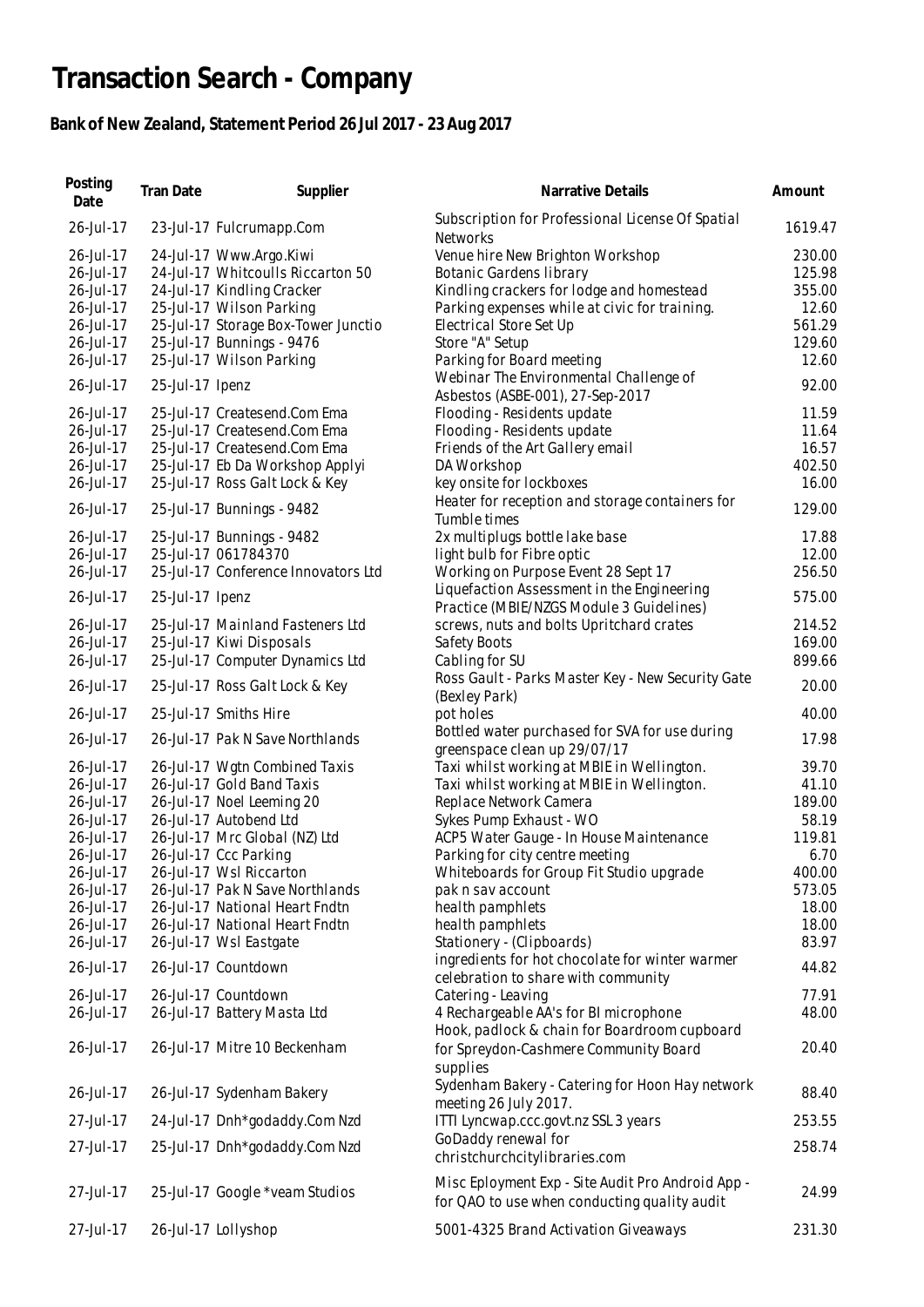# Transaction Search - Company

## Bank of New Zealand, Statement Period 26 Jul 2017 - 23 Aug 2017

| Posting Date | Tran Date | Supplier | Narrative Details | Amount |
|---|---|---|---|---|
| 26-Jul-17 | 23-Jul-17 | Fulcrumapp.Com | Subscription for Professional License Of Spatial Networks | 1619.47 |
| 26-Jul-17 | 24-Jul-17 | Www.Argo.Kiwi | Venue hire New Brighton Workshop | 230.00 |
| 26-Jul-17 | 24-Jul-17 | Whitcoulls Riccarton 50 | Botanic Gardens library | 125.98 |
| 26-Jul-17 | 24-Jul-17 | Kindling Cracker | Kindling crackers for lodge and homestead | 355.00 |
| 26-Jul-17 | 25-Jul-17 | Wilson Parking | Parking expenses while at civic for training. | 12.60 |
| 26-Jul-17 | 25-Jul-17 | Storage Box-Tower Junctio | Electrical Store Set Up | 561.29 |
| 26-Jul-17 | 25-Jul-17 | Bunnings - 9476 | Store "A" Setup | 129.60 |
| 26-Jul-17 | 25-Jul-17 | Wilson Parking | Parking for Board meeting | 12.60 |
| 26-Jul-17 | 25-Jul-17 | Ipenz | Webinar The Environmental Challenge of Asbestos (ASBE-001), 27-Sep-2017 | 92.00 |
| 26-Jul-17 | 25-Jul-17 | Createsend.Com Ema | Flooding - Residents update | 11.59 |
| 26-Jul-17 | 25-Jul-17 | Createsend.Com Ema | Flooding - Residents update | 11.64 |
| 26-Jul-17 | 25-Jul-17 | Createsend.Com Ema | Friends of the Art Gallery email | 16.57 |
| 26-Jul-17 | 25-Jul-17 | Eb Da Workshop Applyi | DA Workshop | 402.50 |
| 26-Jul-17 | 25-Jul-17 | Ross Galt Lock & Key | key onsite for lockboxes | 16.00 |
| 26-Jul-17 | 25-Jul-17 | Bunnings - 9482 | Heater for reception and storage containers for Tumble times | 129.00 |
| 26-Jul-17 | 25-Jul-17 | Bunnings - 9482 | 2x multiplugs bottle lake base | 17.88 |
| 26-Jul-17 | 25-Jul-17 | 061784370 | light bulb for Fibre optic | 12.00 |
| 26-Jul-17 | 25-Jul-17 | Conference Innovators Ltd | Working on Purpose Event 28 Sept 17 | 256.50 |
| 26-Jul-17 | 25-Jul-17 | Ipenz | Liquefaction Assessment in the Engineering Practice (MBIE/NZGS Module 3 Guidelines) | 575.00 |
| 26-Jul-17 | 25-Jul-17 | Mainland Fasteners Ltd | screws, nuts and bolts Upritchard crates | 214.52 |
| 26-Jul-17 | 25-Jul-17 | Kiwi Disposals | Safety Boots | 169.00 |
| 26-Jul-17 | 25-Jul-17 | Computer Dynamics Ltd | Cabling for SU | 899.66 |
| 26-Jul-17 | 25-Jul-17 | Ross Galt Lock & Key | Ross Gault - Parks Master Key - New Security Gate (Bexley Park) | 20.00 |
| 26-Jul-17 | 25-Jul-17 | Smiths Hire | pot holes | 40.00 |
| 26-Jul-17 | 26-Jul-17 | Pak N Save Northlands | Bottled water purchased for SVA for use during greenspace clean up 29/07/17 | 17.98 |
| 26-Jul-17 | 26-Jul-17 | Wgtn Combined Taxis | Taxi whilst working at MBIE in Wellington. | 39.70 |
| 26-Jul-17 | 26-Jul-17 | Gold Band Taxis | Taxi whilst working at MBIE in Wellington. | 41.10 |
| 26-Jul-17 | 26-Jul-17 | Noel Leeming 20 | Replace Network Camera | 189.00 |
| 26-Jul-17 | 26-Jul-17 | Autobend Ltd | Sykes Pump Exhaust - WO | 58.19 |
| 26-Jul-17 | 26-Jul-17 | Mrc Global (NZ) Ltd | ACP5 Water Gauge - In House Maintenance | 119.81 |
| 26-Jul-17 | 26-Jul-17 | Ccc Parking | Parking for city centre meeting | 6.70 |
| 26-Jul-17 | 26-Jul-17 | Wsl Riccarton | Whiteboards for Group Fit Studio upgrade | 400.00 |
| 26-Jul-17 | 26-Jul-17 | Pak N Save Northlands | pak n sav account | 573.05 |
| 26-Jul-17 | 26-Jul-17 | National Heart Fndtn | health pamphlets | 18.00 |
| 26-Jul-17 | 26-Jul-17 | National Heart Fndtn | health pamphlets | 18.00 |
| 26-Jul-17 | 26-Jul-17 | Wsl Eastgate | Stationery - (Clipboards) | 83.97 |
| 26-Jul-17 | 26-Jul-17 | Countdown | ingredients for hot chocolate for winter warmer celebration to share with community | 44.82 |
| 26-Jul-17 | 26-Jul-17 | Countdown | Catering - Leaving | 77.91 |
| 26-Jul-17 | 26-Jul-17 | Battery Masta Ltd | 4 Rechargeable AA's for BI microphone | 48.00 |
| 26-Jul-17 | 26-Jul-17 | Mitre 10 Beckenham | Hook, padlock & chain for Boardroom cupboard for Spreydon-Cashmere Community Board supplies | 20.40 |
| 26-Jul-17 | 26-Jul-17 | Sydenham Bakery | Sydenham Bakery - Catering for Hoon Hay network meeting 26 July 2017. | 88.40 |
| 27-Jul-17 | 24-Jul-17 | Dnh*godaddy.Com Nzd | ITTI Lyncwap.ccc.govt.nz SSL 3 years | 253.55 |
| 27-Jul-17 | 25-Jul-17 | Dnh*godaddy.Com Nzd | GoDaddy renewal for christchurchcitylibraries.com | 258.74 |
| 27-Jul-17 | 25-Jul-17 | Google *veam Studios | Misc Eployment Exp - Site Audit Pro Android App - for QAO to use when conducting quality audit | 24.99 |
| 27-Jul-17 | 26-Jul-17 | Lollyshop | 5001-4325 Brand Activation Giveaways | 231.30 |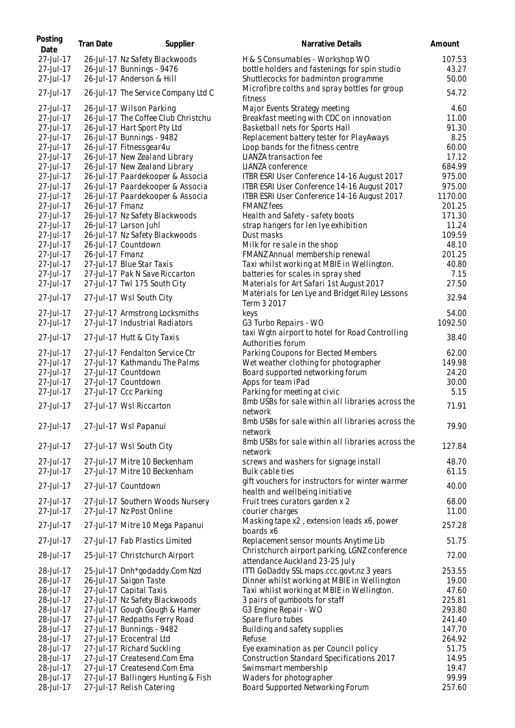| Posting Date | Tran Date | Supplier | Narrative Details | Amount |
|---|---|---|---|---|
| 27-Jul-17 | 26-Jul-17 | Nz Safety Blackwoods | H & S Consumables - Workshop WO | 107.53 |
| 27-Jul-17 | 26-Jul-17 | Bunnings - 9476 | bottle holders and fastenings for spin studio | 43.27 |
| 27-Jul-17 | 26-Jul-17 | Anderson & Hill | Shuttlecocks for badminton programme | 50.00 |
| 27-Jul-17 | 26-Jul-17 | The Service Company Ltd C | Microfibre colths and spray bottles for group fitness | 54.72 |
| 27-Jul-17 | 26-Jul-17 | Wilson Parking | Major Events Strategy meeting | 4.60 |
| 27-Jul-17 | 26-Jul-17 | The Coffee Club Christchu | Breakfast meeting with CDC on innovation | 11.00 |
| 27-Jul-17 | 26-Jul-17 | Hart Sport Pty Ltd | Basketball nets for Sports Hall | 91.30 |
| 27-Jul-17 | 26-Jul-17 | Bunnings - 9482 | Replacement battery tester for PlayAways | 8.25 |
| 27-Jul-17 | 26-Jul-17 | Fitnessgear4u | Loop bands for the fitness centre | 60.00 |
| 27-Jul-17 | 26-Jul-17 | New Zealand Library | LIANZA transaction fee | 17.12 |
| 27-Jul-17 | 26-Jul-17 | New Zealand Library | LIANZA conference | 684.99 |
| 27-Jul-17 | 26-Jul-17 | Paardekooper & Associa | ITBR ESRI User Conference 14-16 August 2017 | 975.00 |
| 27-Jul-17 | 26-Jul-17 | Paardekooper & Associa | ITBR ESRI User Conference 14-16 August 2017 | 975.00 |
| 27-Jul-17 | 26-Jul-17 | Paardekooper & Associa | ITBR ESRI User Conference 14-16 August 2017 | 1170.00 |
| 27-Jul-17 | 26-Jul-17 | Fmanz | FMANZ fees | 201.25 |
| 27-Jul-17 | 26-Jul-17 | Nz Safety Blackwoods | Health and Safety - safety boots | 171.30 |
| 27-Jul-17 | 26-Jul-17 | Larson Juhl | strap hangers for len lye exhibition | 11.24 |
| 27-Jul-17 | 26-Jul-17 | Nz Safety Blackwoods | Dust masks | 109.59 |
| 27-Jul-17 | 26-Jul-17 | Countdown | Milk for re sale in the shop | 48.10 |
| 27-Jul-17 | 26-Jul-17 | Fmanz | FMANZ Annual membership renewal | 201.25 |
| 27-Jul-17 | 27-Jul-17 | Blue Star Taxis | Taxi whilst working at MBIE in Wellington. | 40.80 |
| 27-Jul-17 | 27-Jul-17 | Pak N Save Riccarton | batteries for scales in spray shed | 7.15 |
| 27-Jul-17 | 27-Jul-17 | Twl 175 South City | Materials for Art Safari 1st August 2017 | 27.50 |
| 27-Jul-17 | 27-Jul-17 | Wsl South City | Materials for Len Lye and Bridget Riley Lessons Term 3 2017 | 32.94 |
| 27-Jul-17 | 27-Jul-17 | Armstrong Locksmiths | keys | 54.00 |
| 27-Jul-17 | 27-Jul-17 | Industrial Radiators | G3 Turbo Repairs - WO | 1092.50 |
| 27-Jul-17 | 27-Jul-17 | Hutt & City Taxis | taxi Wgtn airport to hotel for Road Controlling Authorities forum | 38.40 |
| 27-Jul-17 | 27-Jul-17 | Fendalton Service Ctr | Parking Coupons for Elected Members | 62.00 |
| 27-Jul-17 | 27-Jul-17 | Kathmandu The Palms | Wet weather clothing for photographer | 149.98 |
| 27-Jul-17 | 27-Jul-17 | Countdown | Board supported networking forum | 24.20 |
| 27-Jul-17 | 27-Jul-17 | Countdown | Apps for team iPad | 30.00 |
| 27-Jul-17 | 27-Jul-17 | Ccc Parking | Parking for meeting at civic | 5.15 |
| 27-Jul-17 | 27-Jul-17 | Wsl Riccarton | 8mb USBs for sale within all libraries across the network | 71.91 |
| 27-Jul-17 | 27-Jul-17 | Wsl Papanui | 8mb USBs for sale within all libraries across the network | 79.90 |
| 27-Jul-17 | 27-Jul-17 | Wsl South City | 8mb USBs for sale within all libraries across the network | 127.84 |
| 27-Jul-17 | 27-Jul-17 | Mitre 10 Beckenham | screws and washers for signage install | 48.70 |
| 27-Jul-17 | 27-Jul-17 | Mitre 10 Beckenham | Bulk cable ties | 61.15 |
| 27-Jul-17 | 27-Jul-17 | Countdown | gift vouchers for instructors for winter warmer health and wellbeing initiative | 40.00 |
| 27-Jul-17 | 27-Jul-17 | Southern Woods Nursery | Fruit trees curators garden x 2 | 68.00 |
| 27-Jul-17 | 27-Jul-17 | Nz Post Online | courier charges | 11.00 |
| 27-Jul-17 | 27-Jul-17 | Mitre 10 Mega Papanui | Masking tape x2 , extension leads x6, power boards x6 | 257.28 |
| 27-Jul-17 | 27-Jul-17 | Fab Plastics Limited | Replacement sensor mounts Anytime Lib | 51.75 |
| 28-Jul-17 | 25-Jul-17 | Christchurch Airport | Christchurch airport parking, LGNZ conference attendance Auckland 23-25 July | 72.00 |
| 28-Jul-17 | 25-Jul-17 | Dnh*godaddy.Com Nzd | ITTI GoDaddy SSL maps.ccc.govt.nz 3 years | 253.55 |
| 28-Jul-17 | 26-Jul-17 | Saigon Taste | Dinner whilst working at MBIE in Wellington | 19.00 |
| 28-Jul-17 | 27-Jul-17 | Capital Taxis | Taxi whilst working at MBIE in Wellington. | 47.60 |
| 28-Jul-17 | 27-Jul-17 | Nz Safety Blackwoods | 3 pairs of gumboots for staff | 225.81 |
| 28-Jul-17 | 27-Jul-17 | Gough Gough & Hamer | G3 Engine Repair - WO | 293.80 |
| 28-Jul-17 | 27-Jul-17 | Redpaths Ferry Road | Spare fluro tubes | 241.40 |
| 28-Jul-17 | 27-Jul-17 | Bunnings - 9482 | Building and safety supplies | 147.70 |
| 28-Jul-17 | 27-Jul-17 | Ecocentral Ltd | Refuse | 264.92 |
| 28-Jul-17 | 27-Jul-17 | Richard Suckling | Eye examination as per Council policy | 51.75 |
| 28-Jul-17 | 27-Jul-17 | Createsend.Com Ema | Construction Standard Specifications 2017 | 14.95 |
| 28-Jul-17 | 27-Jul-17 | Createsend.Com Ema | Swimsmart membership | 19.47 |
| 28-Jul-17 | 27-Jul-17 | Ballingers Hunting & Fish | Waders for photographer | 99.99 |
| 28-Jul-17 | 27-Jul-17 | Relish Catering | Board Supported Networking Forum | 257.60 |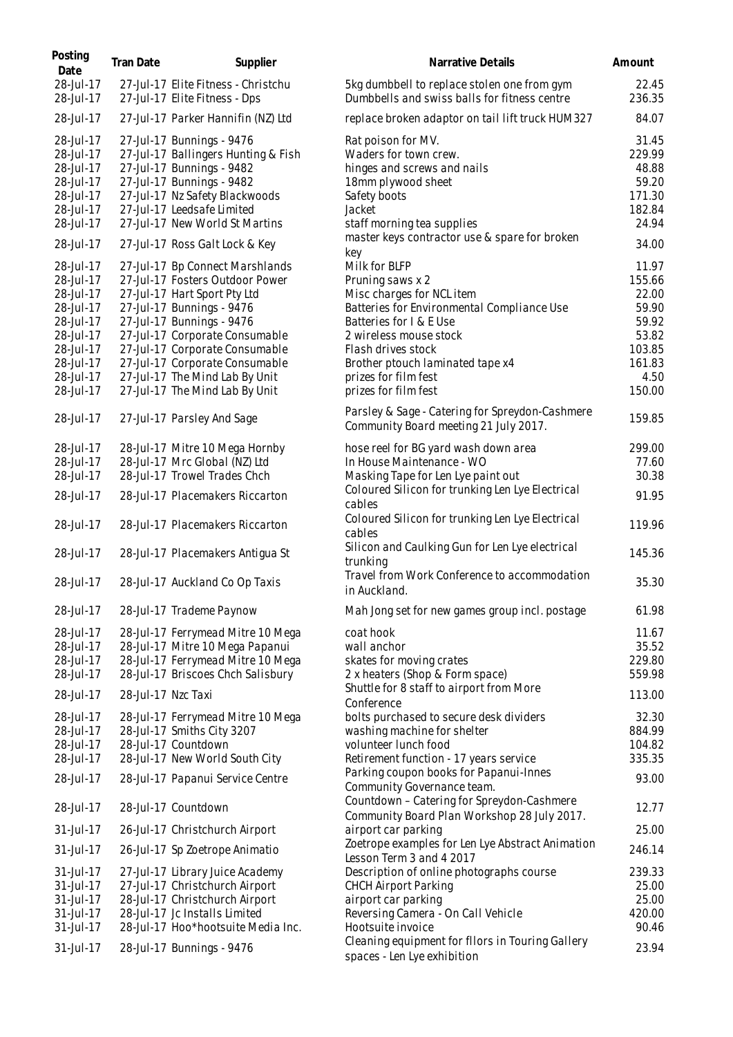| Posting Date | Tran Date | Supplier | Narrative Details | Amount |
|---|---|---|---|---|
| 28-Jul-17 | 27-Jul-17 | Elite Fitness - Christchu | 5kg dumbbell to replace stolen one from gym | 22.45 |
| 28-Jul-17 | 27-Jul-17 | Elite Fitness - Dps | Dumbbells and swiss balls for fitness centre | 236.35 |
| 28-Jul-17 | 27-Jul-17 | Parker Hannifin (NZ) Ltd | replace broken adaptor on tail lift truck HUM327 | 84.07 |
| 28-Jul-17 | 27-Jul-17 | Bunnings - 9476 | Rat poison for MV. | 31.45 |
| 28-Jul-17 | 27-Jul-17 | Ballingers Hunting & Fish | Waders for town crew. | 229.99 |
| 28-Jul-17 | 27-Jul-17 | Bunnings - 9482 | hinges and screws and nails | 48.88 |
| 28-Jul-17 | 27-Jul-17 | Bunnings - 9482 | 18mm plywood sheet | 59.20 |
| 28-Jul-17 | 27-Jul-17 | Nz Safety Blackwoods | Safety boots | 171.30 |
| 28-Jul-17 | 27-Jul-17 | Leedsafe Limited | Jacket | 182.84 |
| 28-Jul-17 | 27-Jul-17 | New World St Martins | staff morning tea supplies | 24.94 |
| 28-Jul-17 | 27-Jul-17 | Ross Galt Lock & Key | master keys contractor use & spare for broken key | 34.00 |
| 28-Jul-17 | 27-Jul-17 | Bp Connect Marshlands | Milk for BLFP | 11.97 |
| 28-Jul-17 | 27-Jul-17 | Fosters Outdoor Power | Pruning saws x 2 | 155.66 |
| 28-Jul-17 | 27-Jul-17 | Hart Sport Pty Ltd | Misc charges for NCL item | 22.00 |
| 28-Jul-17 | 27-Jul-17 | Bunnings - 9476 | Batteries for Environmental Compliance Use | 59.90 |
| 28-Jul-17 | 27-Jul-17 | Bunnings - 9476 | Batteries for I & E Use | 59.92 |
| 28-Jul-17 | 27-Jul-17 | Corporate Consumable | 2 wireless mouse stock | 53.82 |
| 28-Jul-17 | 27-Jul-17 | Corporate Consumable | Flash drives stock | 103.85 |
| 28-Jul-17 | 27-Jul-17 | Corporate Consumable | Brother ptouch laminated tape x4 | 161.83 |
| 28-Jul-17 | 27-Jul-17 | The Mind Lab By Unit | prizes for film fest | 4.50 |
| 28-Jul-17 | 27-Jul-17 | The Mind Lab By Unit | prizes for film fest | 150.00 |
| 28-Jul-17 | 27-Jul-17 | Parsley And Sage | Parsley & Sage - Catering for Spreydon-Cashmere Community Board meeting 21 July 2017. | 159.85 |
| 28-Jul-17 | 28-Jul-17 | Mitre 10 Mega Hornby | hose reel for BG yard wash down area | 299.00 |
| 28-Jul-17 | 28-Jul-17 | Mrc Global (NZ) Ltd | In House Maintenance - WO | 77.60 |
| 28-Jul-17 | 28-Jul-17 | Trowel Trades Chch | Masking Tape for Len Lye paint out | 30.38 |
| 28-Jul-17 | 28-Jul-17 | Placemakers Riccarton | Coloured Silicon for trunking Len Lye Electrical cables | 91.95 |
| 28-Jul-17 | 28-Jul-17 | Placemakers Riccarton | Coloured Silicon for trunking Len Lye Electrical cables | 119.96 |
| 28-Jul-17 | 28-Jul-17 | Placemakers Antigua St | Silicon and Caulking Gun for Len Lye electrical trunking | 145.36 |
| 28-Jul-17 | 28-Jul-17 | Auckland Co Op Taxis | Travel from Work Conference to accommodation in Auckland. | 35.30 |
| 28-Jul-17 | 28-Jul-17 | Trademe Paynow | Mah Jong set for new games group incl. postage | 61.98 |
| 28-Jul-17 | 28-Jul-17 | Ferrymead Mitre 10 Mega | coat hook | 11.67 |
| 28-Jul-17 | 28-Jul-17 | Mitre 10 Mega Papanui | wall anchor | 35.52 |
| 28-Jul-17 | 28-Jul-17 | Ferrymead Mitre 10 Mega | skates for moving crates | 229.80 |
| 28-Jul-17 | 28-Jul-17 | Briscoes Chch Salisbury | 2 x heaters (Shop & Form space) | 559.98 |
| 28-Jul-17 | 28-Jul-17 | Nzc Taxi | Shuttle for 8 staff to airport from More Conference | 113.00 |
| 28-Jul-17 | 28-Jul-17 | Ferrymead Mitre 10 Mega | bolts purchased to secure desk dividers | 32.30 |
| 28-Jul-17 | 28-Jul-17 | Smiths City 3207 | washing machine for shelter | 884.99 |
| 28-Jul-17 | 28-Jul-17 | Countdown | volunteer lunch food | 104.82 |
| 28-Jul-17 | 28-Jul-17 | New World South City | Retirement function - 17 years service | 335.35 |
| 28-Jul-17 | 28-Jul-17 | Papanui Service Centre | Parking coupon books for Papanui-Innes Community Governance team. | 93.00 |
| 28-Jul-17 | 28-Jul-17 | Countdown | Countdown – Catering for Spreydon-Cashmere Community Board Plan Workshop 28 July 2017. | 12.77 |
| 31-Jul-17 | 26-Jul-17 | Christchurch Airport | airport car parking | 25.00 |
| 31-Jul-17 | 26-Jul-17 | Sp Zoetrope Animatio | Zoetrope examples for Len Lye Abstract Animation Lesson Term 3 and 4 2017 | 246.14 |
| 31-Jul-17 | 27-Jul-17 | Library Juice Academy | Description of online photographs course | 239.33 |
| 31-Jul-17 | 27-Jul-17 | Christchurch Airport | CHCH Airport Parking | 25.00 |
| 31-Jul-17 | 28-Jul-17 | Christchurch Airport | airport car parking | 25.00 |
| 31-Jul-17 | 28-Jul-17 | Jc Installs Limited | Reversing Camera - On Call Vehicle | 420.00 |
| 31-Jul-17 | 28-Jul-17 | Hoo*hootsuite Media Inc. | Hootsuite invoice | 90.46 |
| 31-Jul-17 | 28-Jul-17 | Bunnings - 9476 | Cleaning equipment for fllors in Touring Gallery spaces - Len Lye exhibition | 23.94 |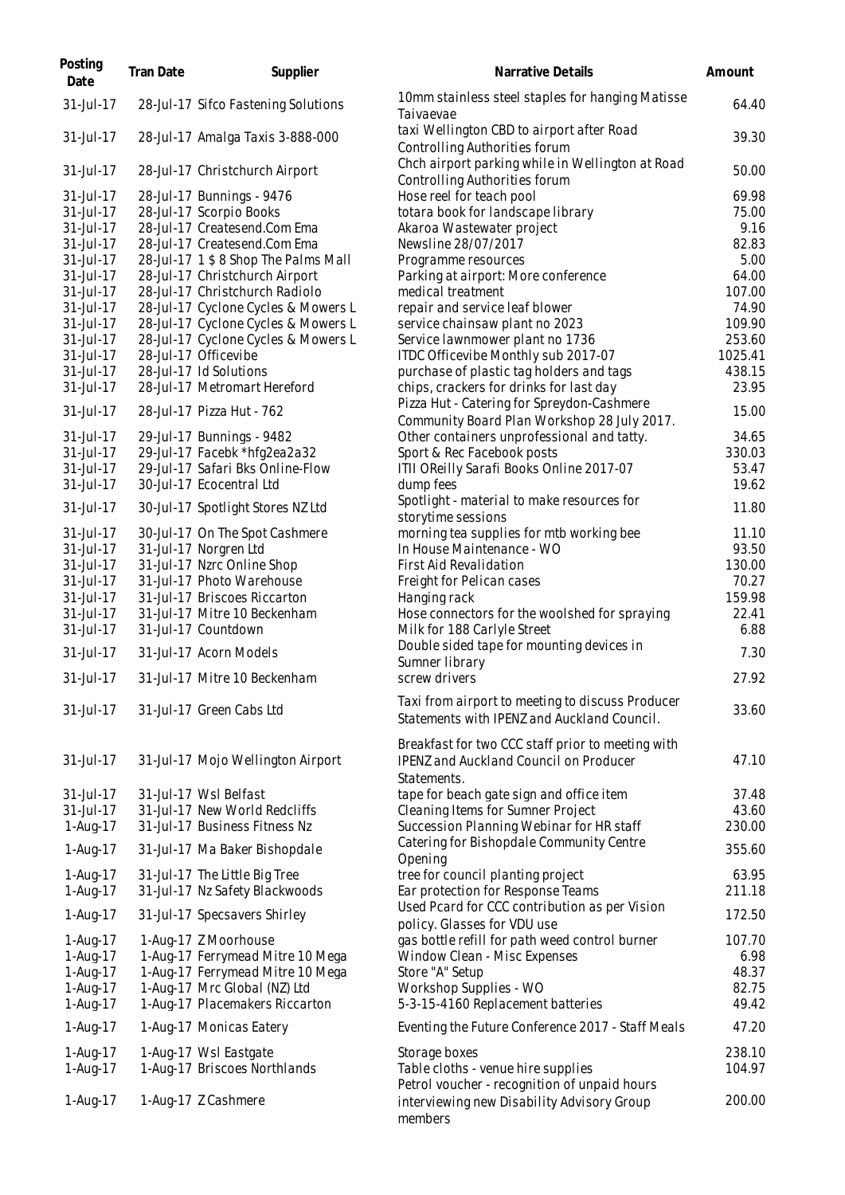| Posting Date | Tran Date | Supplier | Narrative Details | Amount |
|---|---|---|---|---|
| 31-Jul-17 | 28-Jul-17 | Sifco Fastening Solutions | 10mm stainless steel staples for hanging Matisse Taivaevae | 64.40 |
| 31-Jul-17 | 28-Jul-17 | Amalga Taxis 3-888-000 | taxi Wellington CBD to airport after Road Controlling Authorities forum | 39.30 |
| 31-Jul-17 | 28-Jul-17 | Christchurch Airport | Chch airport parking while in Wellington at Road Controlling Authorities forum | 50.00 |
| 31-Jul-17 | 28-Jul-17 | Bunnings - 9476 | Hose reel for teach pool | 69.98 |
| 31-Jul-17 | 28-Jul-17 | Scorpio Books | totara book for landscape library | 75.00 |
| 31-Jul-17 | 28-Jul-17 | Createsend.Com Ema | Akaroa Wastewater project | 9.16 |
| 31-Jul-17 | 28-Jul-17 | Createsend.Com Ema | Newsline 28/07/2017 | 82.83 |
| 31-Jul-17 | 28-Jul-17 | 1 $ 8 Shop The Palms Mall | Programme resources | 5.00 |
| 31-Jul-17 | 28-Jul-17 | Christchurch Airport | Parking at airport: More conference | 64.00 |
| 31-Jul-17 | 28-Jul-17 | Christchurch Radiolo | medical treatment | 107.00 |
| 31-Jul-17 | 28-Jul-17 | Cyclone Cycles & Mowers L | repair and service leaf blower | 74.90 |
| 31-Jul-17 | 28-Jul-17 | Cyclone Cycles & Mowers L | service chainsaw plant no 2023 | 109.90 |
| 31-Jul-17 | 28-Jul-17 | Cyclone Cycles & Mowers L | Service lawnmower plant no 1736 | 253.60 |
| 31-Jul-17 | 28-Jul-17 | Officevibe | ITDC Officevibe Monthly sub 2017-07 | 1025.41 |
| 31-Jul-17 | 28-Jul-17 | Id Solutions | purchase of plastic tag holders and tags | 438.15 |
| 31-Jul-17 | 28-Jul-17 | Metromart Hereford | chips, crackers for drinks for last day | 23.95 |
| 31-Jul-17 | 28-Jul-17 | Pizza Hut - 762 | Pizza Hut - Catering for Spreydon-Cashmere Community Board Plan Workshop 28 July 2017. | 15.00 |
| 31-Jul-17 | 29-Jul-17 | Bunnings - 9482 | Other containers unprofessional and tatty. | 34.65 |
| 31-Jul-17 | 29-Jul-17 | Facebk *hfg2ea2a32 | Sport & Rec Facebook posts | 330.03 |
| 31-Jul-17 | 29-Jul-17 | Safari Bks Online-Flow | ITII OReilly Sarafi Books Online 2017-07 | 53.47 |
| 31-Jul-17 | 30-Jul-17 | Ecocentral Ltd | dump fees | 19.62 |
| 31-Jul-17 | 30-Jul-17 | Spotlight Stores NZ Ltd | Spotlight - material to make resources for storytime sessions | 11.80 |
| 31-Jul-17 | 30-Jul-17 | On The Spot Cashmere | morning tea supplies for mtb working bee | 11.10 |
| 31-Jul-17 | 31-Jul-17 | Norgren Ltd | In House Maintenance - WO | 93.50 |
| 31-Jul-17 | 31-Jul-17 | Nzrc Online Shop | First Aid Revalidation | 130.00 |
| 31-Jul-17 | 31-Jul-17 | Photo Warehouse | Freight for Pelican cases | 70.27 |
| 31-Jul-17 | 31-Jul-17 | Briscoes Riccarton | Hanging rack | 159.98 |
| 31-Jul-17 | 31-Jul-17 | Mitre 10 Beckenham | Hose connectors for the woolshed for spraying | 22.41 |
| 31-Jul-17 | 31-Jul-17 | Countdown | Milk for 188 Carlyle Street | 6.88 |
| 31-Jul-17 | 31-Jul-17 | Acorn Models | Double sided tape for mounting devices in Sumner library | 7.30 |
| 31-Jul-17 | 31-Jul-17 | Mitre 10 Beckenham | screw drivers | 27.92 |
| 31-Jul-17 | 31-Jul-17 | Green Cabs Ltd | Taxi from airport to meeting to discuss Producer Statements with IPENZ and Auckland Council. | 33.60 |
| 31-Jul-17 | 31-Jul-17 | Mojo Wellington Airport | Breakfast for two CCC staff prior to meeting with IPENZ and Auckland Council on Producer Statements. | 47.10 |
| 31-Jul-17 | 31-Jul-17 | Wsl Belfast | tape for beach gate sign and office item | 37.48 |
| 31-Jul-17 | 31-Jul-17 | New World Redcliffs | Cleaning Items for Sumner Project | 43.60 |
| 1-Aug-17 | 31-Jul-17 | Business Fitness Nz | Succession Planning Webinar for HR staff | 230.00 |
| 1-Aug-17 | 31-Jul-17 | Ma Baker Bishopdale | Catering for Bishopdale Community Centre Opening | 355.60 |
| 1-Aug-17 | 31-Jul-17 | The Little Big Tree | tree for council planting project | 63.95 |
| 1-Aug-17 | 31-Jul-17 | Nz Safety Blackwoods | Ear protection for Response Teams | 211.18 |
| 1-Aug-17 | 31-Jul-17 | Specsavers Shirley | Used Pcard for CCC contribution as per Vision policy. Glasses for VDU use | 172.50 |
| 1-Aug-17 | 1-Aug-17 | Z Moorhouse | gas bottle refill for path weed control burner | 107.70 |
| 1-Aug-17 | 1-Aug-17 | Ferrymead Mitre 10 Mega | Window Clean - Misc Expenses | 6.98 |
| 1-Aug-17 | 1-Aug-17 | Ferrymead Mitre 10 Mega | Store "A" Setup | 48.37 |
| 1-Aug-17 | 1-Aug-17 | Mrc Global (NZ) Ltd | Workshop Supplies - WO | 82.75 |
| 1-Aug-17 | 1-Aug-17 | Placemakers Riccarton | 5-3-15-4160 Replacement batteries | 49.42 |
| 1-Aug-17 | 1-Aug-17 | Monicas Eatery | Eventing the Future Conference 2017 - Staff Meals | 47.20 |
| 1-Aug-17 | 1-Aug-17 | Wsl Eastgate | Storage boxes | 238.10 |
| 1-Aug-17 | 1-Aug-17 | Briscoes Northlands | Table cloths - venue hire supplies | 104.97 |
| 1-Aug-17 | 1-Aug-17 | Z Cashmere | Petrol voucher - recognition of unpaid hours interviewing new Disability Advisory Group members | 200.00 |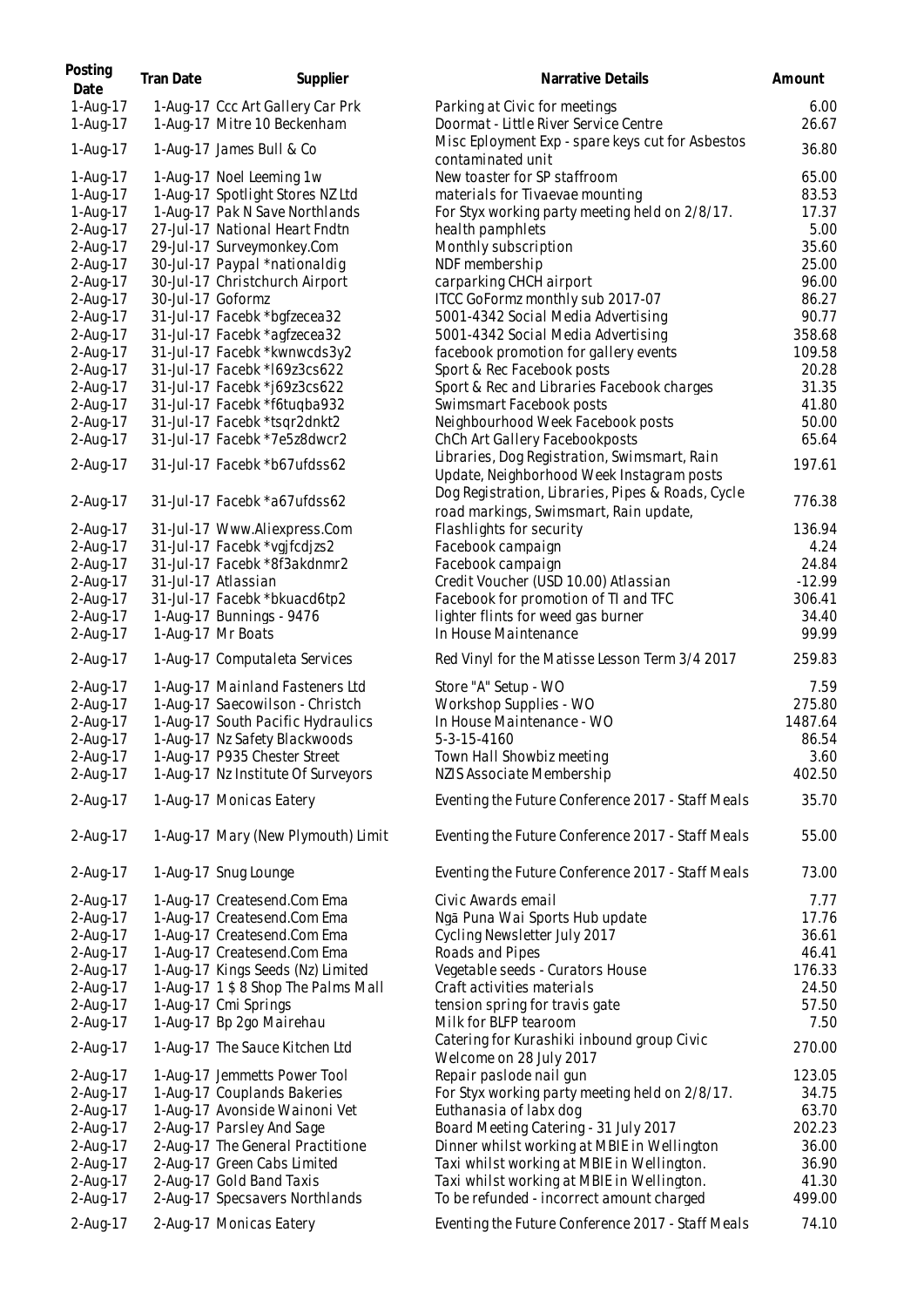| Posting Date | Tran Date | Supplier | Narrative Details | Amount |
|---|---|---|---|---|
| 1-Aug-17 | 1-Aug-17 | Ccc Art Gallery Car Prk | Parking at Civic for meetings | 6.00 |
| 1-Aug-17 | 1-Aug-17 | Mitre 10 Beckenham | Doormat - Little River Service Centre | 26.67 |
| 1-Aug-17 | 1-Aug-17 | James Bull & Co | Misc Eployment Exp - spare keys cut for Asbestos contaminated unit | 36.80 |
| 1-Aug-17 | 1-Aug-17 | Noel Leeming 1w | New toaster for SP staffroom | 65.00 |
| 1-Aug-17 | 1-Aug-17 | Spotlight Stores NZ Ltd | materials for Tivaevae mounting | 83.53 |
| 1-Aug-17 | 1-Aug-17 | Pak N Save Northlands | For Styx working party meeting held on 2/8/17. | 17.37 |
| 2-Aug-17 | 27-Jul-17 | National Heart Fndtn | health pamphlets | 5.00 |
| 2-Aug-17 | 29-Jul-17 | Surveymonkey.Com | Monthly subscription | 35.60 |
| 2-Aug-17 | 30-Jul-17 | Paypal *nationaldig | NDF membership | 25.00 |
| 2-Aug-17 | 30-Jul-17 | Christchurch Airport | carparking CHCH airport | 96.00 |
| 2-Aug-17 | 30-Jul-17 | Goformz | ITCC GoFormz monthly sub 2017-07 | 86.27 |
| 2-Aug-17 | 31-Jul-17 | Facebk *bgfzecea32 | 5001-4342 Social Media Advertising | 90.77 |
| 2-Aug-17 | 31-Jul-17 | Facebk *agfzecea32 | 5001-4342 Social Media Advertising | 358.68 |
| 2-Aug-17 | 31-Jul-17 | Facebk *kwnwcds3y2 | facebook promotion for gallery events | 109.58 |
| 2-Aug-17 | 31-Jul-17 | Facebk *l69z3cs622 | Sport & Rec Facebook posts | 20.28 |
| 2-Aug-17 | 31-Jul-17 | Facebk *j69z3cs622 | Sport & Rec and Libraries Facebook charges | 31.35 |
| 2-Aug-17 | 31-Jul-17 | Facebk *f6tuqba932 | Swimsmart Facebook posts | 41.80 |
| 2-Aug-17 | 31-Jul-17 | Facebk *tsqr2dnkt2 | Neighbourhood Week Facebook posts | 50.00 |
| 2-Aug-17 | 31-Jul-17 | Facebk *7e5z8dwcr2 | ChCh Art Gallery Facebookposts | 65.64 |
| 2-Aug-17 | 31-Jul-17 | Facebk *b67ufdss62 | Libraries, Dog Registration, Swimsmart, Rain Update, Neighborhood Week Instagram posts | 197.61 |
| 2-Aug-17 | 31-Jul-17 | Facebk *a67ufdss62 | Dog Registration, Libraries, Pipes & Roads, Cycle road markings, Swimsmart, Rain update, | 776.38 |
| 2-Aug-17 | 31-Jul-17 | Www.Aliexpress.Com | Flashlights for security | 136.94 |
| 2-Aug-17 | 31-Jul-17 | Facebk *vgjfcdjzs2 | Facebook campaign | 4.24 |
| 2-Aug-17 | 31-Jul-17 | Facebk *8f3akdnmr2 | Facebook campaign | 24.84 |
| 2-Aug-17 | 31-Jul-17 | Atlassian | Credit Voucher (USD 10.00) Atlassian | -12.99 |
| 2-Aug-17 | 31-Jul-17 | Facebk *bkuacd6tp2 | Facebook for promotion of TI and TFC | 306.41 |
| 2-Aug-17 | 1-Aug-17 | Bunnings - 9476 | lighter flints for weed gas burner | 34.40 |
| 2-Aug-17 | 1-Aug-17 | Mr Boats | In House Maintenance | 99.99 |
| 2-Aug-17 | 1-Aug-17 | Computaleta Services | Red Vinyl for the Matisse Lesson Term 3/4 2017 | 259.83 |
| 2-Aug-17 | 1-Aug-17 | Mainland Fasteners Ltd | Store "A" Setup - WO | 7.59 |
| 2-Aug-17 | 1-Aug-17 | Saecowilson - Christch | Workshop Supplies - WO | 275.80 |
| 2-Aug-17 | 1-Aug-17 | South Pacific Hydraulics | In House Maintenance - WO | 1487.64 |
| 2-Aug-17 | 1-Aug-17 | Nz Safety Blackwoods | 5-3-15-4160 | 86.54 |
| 2-Aug-17 | 1-Aug-17 | P935 Chester Street | Town Hall Showbiz meeting | 3.60 |
| 2-Aug-17 | 1-Aug-17 | Nz Institute Of Surveyors | NZIS Associate Membership | 402.50 |
| 2-Aug-17 | 1-Aug-17 | Monicas Eatery | Eventing the Future Conference 2017 - Staff Meals | 35.70 |
| 2-Aug-17 | 1-Aug-17 | Mary (New Plymouth) Limit | Eventing the Future Conference 2017 - Staff Meals | 55.00 |
| 2-Aug-17 | 1-Aug-17 | Snug Lounge | Eventing the Future Conference 2017 - Staff Meals | 73.00 |
| 2-Aug-17 | 1-Aug-17 | Createsend.Com Ema | Civic Awards email | 7.77 |
| 2-Aug-17 | 1-Aug-17 | Createsend.Com Ema | Ngā Puna Wai Sports Hub update | 17.76 |
| 2-Aug-17 | 1-Aug-17 | Createsend.Com Ema | Cycling Newsletter July 2017 | 36.61 |
| 2-Aug-17 | 1-Aug-17 | Createsend.Com Ema | Roads and Pipes | 46.41 |
| 2-Aug-17 | 1-Aug-17 | Kings Seeds (Nz) Limited | Vegetable seeds - Curators House | 176.33 |
| 2-Aug-17 | 1-Aug-17 | 1 $ 8 Shop The Palms Mall | Craft activities materials | 24.50 |
| 2-Aug-17 | 1-Aug-17 | Cmi Springs | tension spring for travis gate | 57.50 |
| 2-Aug-17 | 1-Aug-17 | Bp 2go Mairehau | Milk for BLFP tearoom | 7.50 |
| 2-Aug-17 | 1-Aug-17 | The Sauce Kitchen Ltd | Catering for Kurashiki inbound group Civic Welcome on 28 July 2017 | 270.00 |
| 2-Aug-17 | 1-Aug-17 | Jemmetts Power Tool | Repair paslode nail gun | 123.05 |
| 2-Aug-17 | 1-Aug-17 | Couplands Bakeries | For Styx working party meeting held on 2/8/17. | 34.75 |
| 2-Aug-17 | 1-Aug-17 | Avonside Wainoni Vet | Euthanasia of labx dog | 63.70 |
| 2-Aug-17 | 2-Aug-17 | Parsley And Sage | Board Meeting Catering - 31 July 2017 | 202.23 |
| 2-Aug-17 | 2-Aug-17 | The General Practitione | Dinner whilst working at MBIE in Wellington | 36.00 |
| 2-Aug-17 | 2-Aug-17 | Green Cabs Limited | Taxi whilst working at MBIE in Wellington. | 36.90 |
| 2-Aug-17 | 2-Aug-17 | Gold Band Taxis | Taxi whilst working at MBIE in Wellington. | 41.30 |
| 2-Aug-17 | 2-Aug-17 | Specsavers Northlands | To be refunded - incorrect amount charged | 499.00 |
| 2-Aug-17 | 2-Aug-17 | Monicas Eatery | Eventing the Future Conference 2017 - Staff Meals | 74.10 |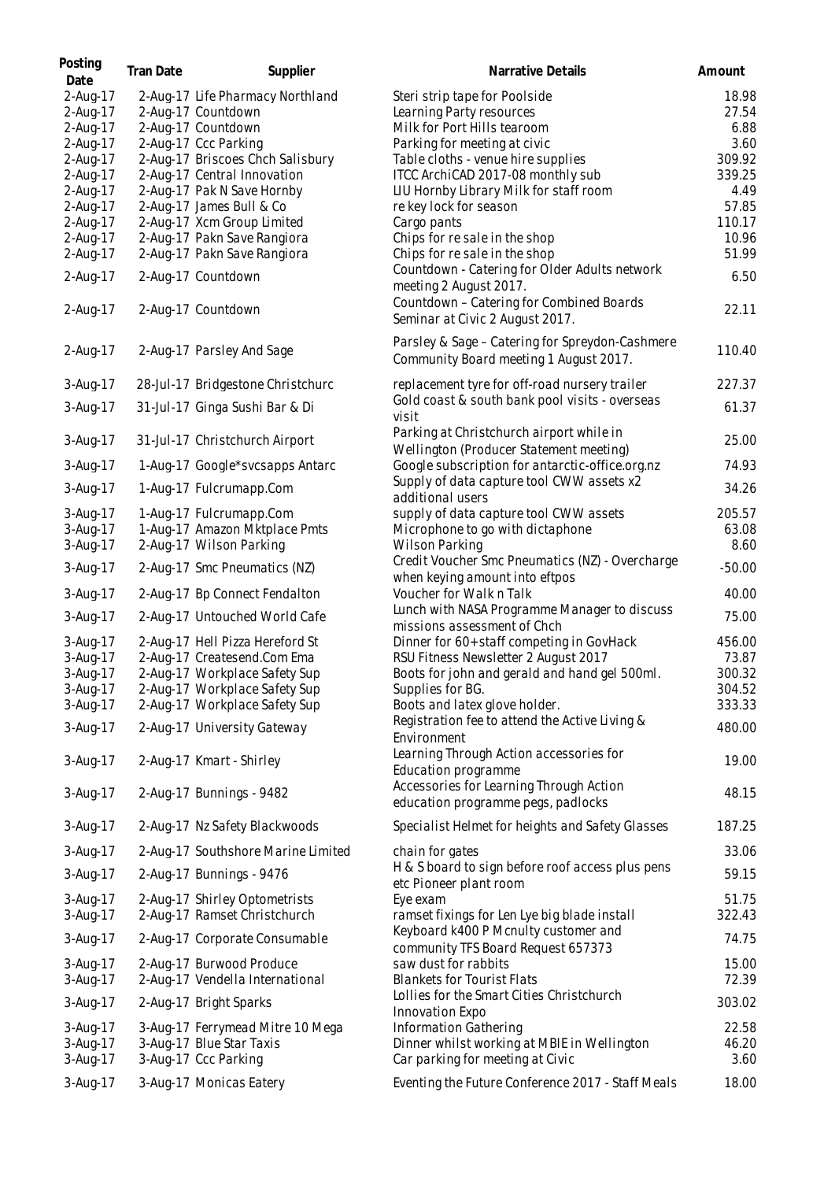| Posting Date | Tran Date | Supplier | Narrative Details | Amount |
| --- | --- | --- | --- | --- |
| 2-Aug-17 | 2-Aug-17 | Life Pharmacy Northland | Steri strip tape for Poolside | 18.98 |
| 2-Aug-17 | 2-Aug-17 | Countdown | Learning Party resources | 27.54 |
| 2-Aug-17 | 2-Aug-17 | Countdown | Milk for Port Hills tearoom | 6.88 |
| 2-Aug-17 | 2-Aug-17 | Ccc Parking | Parking for meeting at civic | 3.60 |
| 2-Aug-17 | 2-Aug-17 | Briscoes Chch Salisbury | Table cloths - venue hire supplies | 309.92 |
| 2-Aug-17 | 2-Aug-17 | Central Innovation | ITCC ArchiCAD 2017-08 monthly sub | 339.25 |
| 2-Aug-17 | 2-Aug-17 | Pak N Save Hornby | LIU Hornby Library Milk for staff room | 4.49 |
| 2-Aug-17 | 2-Aug-17 | James Bull & Co | re key lock for season | 57.85 |
| 2-Aug-17 | 2-Aug-17 | Xcm Group Limited | Cargo pants | 110.17 |
| 2-Aug-17 | 2-Aug-17 | Pakn Save Rangiora | Chips for re sale in the shop | 10.96 |
| 2-Aug-17 | 2-Aug-17 | Pakn Save Rangiora | Chips for re sale in the shop | 51.99 |
| 2-Aug-17 | 2-Aug-17 | Countdown | Countdown - Catering for Older Adults network meeting 2 August 2017. | 6.50 |
| 2-Aug-17 | 2-Aug-17 | Countdown | Countdown – Catering for Combined Boards Seminar at Civic 2 August 2017. | 22.11 |
| 2-Aug-17 | 2-Aug-17 | Parsley And Sage | Parsley & Sage – Catering for Spreydon-Cashmere Community Board meeting 1 August 2017. | 110.40 |
| 3-Aug-17 | 28-Jul-17 | Bridgestone Christchurc | replacement tyre for off-road nursery trailer | 227.37 |
| 3-Aug-17 | 31-Jul-17 | Ginga Sushi Bar & Di | Gold coast & south bank pool visits - overseas visit | 61.37 |
| 3-Aug-17 | 31-Jul-17 | Christchurch Airport | Parking at Christchurch airport while in Wellington (Producer Statement meeting) | 25.00 |
| 3-Aug-17 | 1-Aug-17 | Google*svcsapps Antarc | Google subscription for antarctic-office.org.nz | 74.93 |
| 3-Aug-17 | 1-Aug-17 | Fulcrumapp.Com | Supply of data capture tool CWW assets x2 additional users | 34.26 |
| 3-Aug-17 | 1-Aug-17 | Fulcrumapp.Com | supply of data capture tool CWW assets | 205.57 |
| 3-Aug-17 | 1-Aug-17 | Amazon Mktplace Pmts | Microphone to go with dictaphone | 63.08 |
| 3-Aug-17 | 2-Aug-17 | Wilson Parking | Wilson Parking | 8.60 |
| 3-Aug-17 | 2-Aug-17 | Smc Pneumatics (NZ) | Credit Voucher Smc Pneumatics (NZ) - Overcharge when keying amount into eftpos | -50.00 |
| 3-Aug-17 | 2-Aug-17 | Bp Connect Fendalton | Voucher for Walk n Talk | 40.00 |
| 3-Aug-17 | 2-Aug-17 | Untouched World Cafe | Lunch with NASA Programme Manager to discuss missions assessment of Chch | 75.00 |
| 3-Aug-17 | 2-Aug-17 | Hell Pizza Hereford St | Dinner for 60+ staff competing in GovHack | 456.00 |
| 3-Aug-17 | 2-Aug-17 | Createsend.Com Ema | RSU Fitness Newsletter 2 August 2017 | 73.87 |
| 3-Aug-17 | 2-Aug-17 | Workplace Safety Sup | Boots for john and gerald and hand gel 500ml. | 300.32 |
| 3-Aug-17 | 2-Aug-17 | Workplace Safety Sup | Supplies for BG. | 304.52 |
| 3-Aug-17 | 2-Aug-17 | Workplace Safety Sup | Boots and latex glove holder. | 333.33 |
| 3-Aug-17 | 2-Aug-17 | University Gateway | Registration fee to attend the Active Living & Environment | 480.00 |
| 3-Aug-17 | 2-Aug-17 | Kmart - Shirley | Learning Through Action accessories for Education programme | 19.00 |
| 3-Aug-17 | 2-Aug-17 | Bunnings - 9482 | Accessories for Learning Through Action education programme pegs, padlocks | 48.15 |
| 3-Aug-17 | 2-Aug-17 | Nz Safety Blackwoods | Specialist Helmet for heights and Safety Glasses | 187.25 |
| 3-Aug-17 | 2-Aug-17 | Southshore Marine Limited | chain for gates | 33.06 |
| 3-Aug-17 | 2-Aug-17 | Bunnings - 9476 | H & S board to sign before roof access plus pens etc Pioneer plant room | 59.15 |
| 3-Aug-17 | 2-Aug-17 | Shirley Optometrists | Eye exam | 51.75 |
| 3-Aug-17 | 2-Aug-17 | Ramset Christchurch | ramset fixings for Len Lye big blade install | 322.43 |
| 3-Aug-17 | 2-Aug-17 | Corporate Consumable | Keyboard k400 P Mcnulty customer and community TFS Board Request 657373 | 74.75 |
| 3-Aug-17 | 2-Aug-17 | Burwood Produce | saw dust for rabbits | 15.00 |
| 3-Aug-17 | 2-Aug-17 | Vendella International | Blankets for Tourist Flats | 72.39 |
| 3-Aug-17 | 2-Aug-17 | Bright Sparks | Lollies for the Smart Cities Christchurch Innovation Expo | 303.02 |
| 3-Aug-17 | 3-Aug-17 | Ferrymead Mitre 10 Mega | Information Gathering | 22.58 |
| 3-Aug-17 | 3-Aug-17 | Blue Star Taxis | Dinner whilst working at MBIE in Wellington | 46.20 |
| 3-Aug-17 | 3-Aug-17 | Ccc Parking | Car parking for meeting at Civic | 3.60 |
| 3-Aug-17 | 3-Aug-17 | Monicas Eatery | Eventing the Future Conference 2017 - Staff Meals | 18.00 |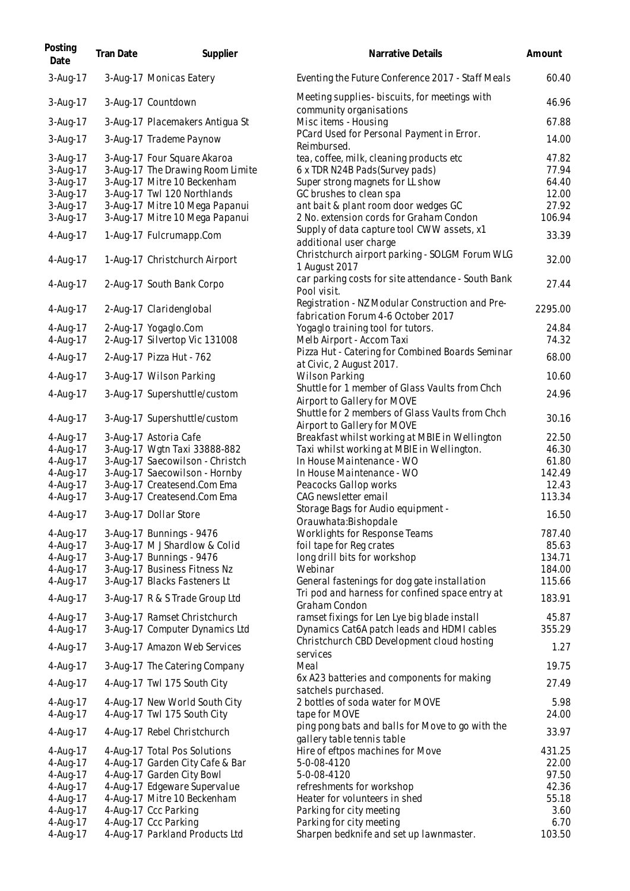| Posting Date | Tran Date | Supplier | Narrative Details | Amount |
| --- | --- | --- | --- | --- |
| 3-Aug-17 | 3-Aug-17 | Monicas Eatery | Eventing the Future Conference 2017 - Staff Meals | 60.40 |
| 3-Aug-17 | 3-Aug-17 | Countdown | Meeting supplies- biscuits, for meetings with community organisations | 46.96 |
| 3-Aug-17 | 3-Aug-17 | Placemakers Antigua St | Misc items - Housing | 67.88 |
| 3-Aug-17 | 3-Aug-17 | Trademe Paynow | PCard Used for Personal Payment in Error. Reimbursed. | 14.00 |
| 3-Aug-17 | 3-Aug-17 | Four Square Akaroa | tea, coffee, milk, cleaning products etc | 47.82 |
| 3-Aug-17 | 3-Aug-17 | The Drawing Room Limite | 6 x TDR N24B Pads(Survey pads) | 77.94 |
| 3-Aug-17 | 3-Aug-17 | Mitre 10 Beckenham | Super strong magnets for LL show | 64.40 |
| 3-Aug-17 | 3-Aug-17 | Twl 120 Northlands | GC brushes to clean spa | 12.00 |
| 3-Aug-17 | 3-Aug-17 | Mitre 10 Mega Papanui | ant bait & plant room door wedges GC | 27.92 |
| 3-Aug-17 | 3-Aug-17 | Mitre 10 Mega Papanui | 2 No. extension cords for Graham Condon | 106.94 |
| 4-Aug-17 | 1-Aug-17 | Fulcrumapp.Com | Supply of data capture tool CWW assets, x1 additional user charge | 33.39 |
| 4-Aug-17 | 1-Aug-17 | Christchurch Airport | Christchurch airport parking - SOLGM Forum WLG 1 August 2017 | 32.00 |
| 4-Aug-17 | 2-Aug-17 | South Bank Corpo | car parking costs for site attendance - South Bank Pool visit. | 27.44 |
| 4-Aug-17 | 2-Aug-17 | Claridenglobal | Registration - NZ Modular Construction and Pre-fabrication Forum 4-6 October 2017 | 2295.00 |
| 4-Aug-17 | 2-Aug-17 | Yogaglo.Com | Yogaglo training tool for tutors. | 24.84 |
| 4-Aug-17 | 2-Aug-17 | Silvertop Vic 131008 | Melb Airport - Accom Taxi | 74.32 |
| 4-Aug-17 | 2-Aug-17 | Pizza Hut - 762 | Pizza Hut - Catering for Combined Boards Seminar at Civic, 2 August 2017. | 68.00 |
| 4-Aug-17 | 3-Aug-17 | Wilson Parking | Wilson Parking | 10.60 |
| 4-Aug-17 | 3-Aug-17 | Supershuttle/custom | Shuttle for 1 member of Glass Vaults from Chch Airport to Gallery for MOVE | 24.96 |
| 4-Aug-17 | 3-Aug-17 | Supershuttle/custom | Shuttle for 2 members of Glass Vaults from Chch Airport to Gallery for MOVE | 30.16 |
| 4-Aug-17 | 3-Aug-17 | Astoria Cafe | Breakfast whilst working at MBIE in Wellington | 22.50 |
| 4-Aug-17 | 3-Aug-17 | Wgtn Taxi 33888-882 | Taxi whilst working at MBIE in Wellington. | 46.30 |
| 4-Aug-17 | 3-Aug-17 | Saecowilson - Christch | In House Maintenance - WO | 61.80 |
| 4-Aug-17 | 3-Aug-17 | Saecowilson - Hornby | In House Maintenance - WO | 142.49 |
| 4-Aug-17 | 3-Aug-17 | Createsend.Com Ema | Peacocks Gallop works | 12.43 |
| 4-Aug-17 | 3-Aug-17 | Createsend.Com Ema | CAG newsletter email | 113.34 |
| 4-Aug-17 | 3-Aug-17 | Dollar Store | Storage Bags for Audio equipment - Orauwhata:Bishopdale | 16.50 |
| 4-Aug-17 | 3-Aug-17 | Bunnings - 9476 | Worklights for Response Teams | 787.40 |
| 4-Aug-17 | 3-Aug-17 | M J Shardlow & Colid | foil tape for Reg crates | 85.63 |
| 4-Aug-17 | 3-Aug-17 | Bunnings - 9476 | long drill bits for workshop | 134.71 |
| 4-Aug-17 | 3-Aug-17 | Business Fitness Nz | Webinar | 184.00 |
| 4-Aug-17 | 3-Aug-17 | Blacks Fasteners Lt | General fastenings for dog gate installation | 115.66 |
| 4-Aug-17 | 3-Aug-17 | R & S Trade Group Ltd | Tri pod and harness for confined space entry at Graham Condon | 183.91 |
| 4-Aug-17 | 3-Aug-17 | Ramset Christchurch | ramset fixings for Len Lye big blade install | 45.87 |
| 4-Aug-17 | 3-Aug-17 | Computer Dynamics Ltd | Dynamics Cat6A patch leads and HDMI cables | 355.29 |
| 4-Aug-17 | 3-Aug-17 | Amazon Web Services | Christchurch CBD Development cloud hosting services | 1.27 |
| 4-Aug-17 | 3-Aug-17 | The Catering Company | Meal | 19.75 |
| 4-Aug-17 | 4-Aug-17 | Twl 175 South City | 6x A23 batteries and components for making satchels purchased. | 27.49 |
| 4-Aug-17 | 4-Aug-17 | New World South City | 2 bottles of soda water for MOVE | 5.98 |
| 4-Aug-17 | 4-Aug-17 | Twl 175 South City | tape for MOVE | 24.00 |
| 4-Aug-17 | 4-Aug-17 | Rebel Christchurch | ping pong bats and balls for Move to go with the gallery table tennis table | 33.97 |
| 4-Aug-17 | 4-Aug-17 | Total Pos Solutions | Hire of eftpos machines for Move | 431.25 |
| 4-Aug-17 | 4-Aug-17 | Garden City Cafe & Bar | 5-0-08-4120 | 22.00 |
| 4-Aug-17 | 4-Aug-17 | Garden City Bowl | 5-0-08-4120 | 97.50 |
| 4-Aug-17 | 4-Aug-17 | Edgeware Supervalue | refreshments for workshop | 42.36 |
| 4-Aug-17 | 4-Aug-17 | Mitre 10 Beckenham | Heater for volunteers in shed | 55.18 |
| 4-Aug-17 | 4-Aug-17 | Ccc Parking | Parking for city meeting | 3.60 |
| 4-Aug-17 | 4-Aug-17 | Ccc Parking | Parking for city meeting | 6.70 |
| 4-Aug-17 | 4-Aug-17 | Parkland Products Ltd | Sharpen bedknife and set up lawnmaster. | 103.50 |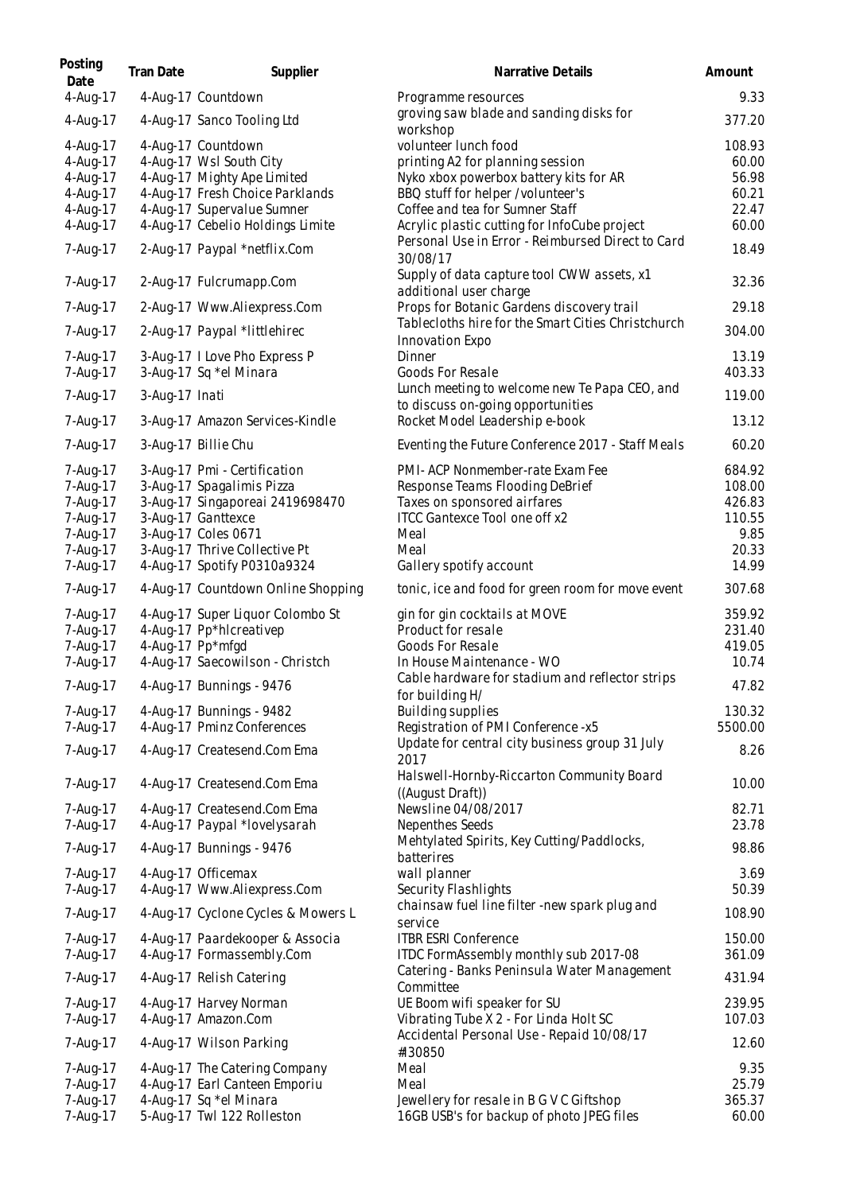| Posting Date | Tran Date | Supplier | Narrative Details | Amount |
| --- | --- | --- | --- | --- |
| 4-Aug-17 | 4-Aug-17 | Countdown | Programme resources | 9.33 |
| 4-Aug-17 | 4-Aug-17 | Sanco Tooling Ltd | groving saw blade and sanding disks for workshop | 377.20 |
| 4-Aug-17 | 4-Aug-17 | Countdown | volunteer lunch food | 108.93 |
| 4-Aug-17 | 4-Aug-17 | Wsl South City | printing A2 for planning session | 60.00 |
| 4-Aug-17 | 4-Aug-17 | Mighty Ape Limited | Nyko xbox powerbox battery kits for AR | 56.98 |
| 4-Aug-17 | 4-Aug-17 | Fresh Choice Parklands | BBQ stuff for helper /volunteer's | 60.21 |
| 4-Aug-17 | 4-Aug-17 | Supervalue Sumner | Coffee and tea for Sumner Staff | 22.47 |
| 4-Aug-17 | 4-Aug-17 | Cebelio Holdings Limite | Acrylic plastic cutting for InfoCube project | 60.00 |
| 7-Aug-17 | 2-Aug-17 | Paypal *netflix.Com | Personal Use in Error - Reimbursed Direct to Card 30/08/17 | 18.49 |
| 7-Aug-17 | 2-Aug-17 | Fulcrumapp.Com | Supply of data capture tool CWW assets, x1 additional user charge | 32.36 |
| 7-Aug-17 | 2-Aug-17 | Www.Aliexpress.Com | Props for Botanic Gardens discovery trail | 29.18 |
| 7-Aug-17 | 2-Aug-17 | Paypal *littlehirec | Tablecloths hire for the Smart Cities Christchurch Innovation Expo | 304.00 |
| 7-Aug-17 | 3-Aug-17 | I Love Pho Express P | Dinner | 13.19 |
| 7-Aug-17 | 3-Aug-17 | Sq *el Minara | Goods For Resale | 403.33 |
| 7-Aug-17 | 3-Aug-17 | Inati | Lunch meeting to welcome new Te Papa CEO, and to discuss on-going opportunities | 119.00 |
| 7-Aug-17 | 3-Aug-17 | Amazon Services-Kindle | Rocket Model Leadership e-book | 13.12 |
| 7-Aug-17 | 3-Aug-17 | Billie Chu | Eventing the Future Conference 2017 - Staff Meals | 60.20 |
| 7-Aug-17 | 3-Aug-17 | Pmi - Certification | PMI- ACP Nonmember-rate Exam Fee | 684.92 |
| 7-Aug-17 | 3-Aug-17 | Spagalimis Pizza | Response Teams Flooding DeBrief | 108.00 |
| 7-Aug-17 | 3-Aug-17 | Singaporeai 2419698470 | Taxes on sponsored airfares | 426.83 |
| 7-Aug-17 | 3-Aug-17 | Ganttexce | ITCC Gantexce Tool one off x2 | 110.55 |
| 7-Aug-17 | 3-Aug-17 | Coles 0671 | Meal | 9.85 |
| 7-Aug-17 | 3-Aug-17 | Thrive Collective Pt | Meal | 20.33 |
| 7-Aug-17 | 4-Aug-17 | Spotify P0310a9324 | Gallery spotify account | 14.99 |
| 7-Aug-17 | 4-Aug-17 | Countdown Online Shopping | tonic, ice and food for green room for move event | 307.68 |
| 7-Aug-17 | 4-Aug-17 | Super Liquor Colombo St | gin for gin cocktails at MOVE | 359.92 |
| 7-Aug-17 | 4-Aug-17 | Pp*hlcreativep | Product for resale | 231.40 |
| 7-Aug-17 | 4-Aug-17 | Pp*mfgd | Goods For Resale | 419.05 |
| 7-Aug-17 | 4-Aug-17 | Saecowilson - Christch | In House Maintenance - WO | 10.74 |
| 7-Aug-17 | 4-Aug-17 | Bunnings - 9476 | Cable hardware for stadium and reflector strips for building H/ | 47.82 |
| 7-Aug-17 | 4-Aug-17 | Bunnings - 9482 | Building supplies | 130.32 |
| 7-Aug-17 | 4-Aug-17 | Pminz Conferences | Registration of PMI Conference -x5 | 5500.00 |
| 7-Aug-17 | 4-Aug-17 | Createsend.Com Ema | Update for central city business group 31 July 2017 | 8.26 |
| 7-Aug-17 | 4-Aug-17 | Createsend.Com Ema | Halswell-Hornby-Riccarton Community Board ((August Draft)) | 10.00 |
| 7-Aug-17 | 4-Aug-17 | Createsend.Com Ema | Newsline 04/08/2017 | 82.71 |
| 7-Aug-17 | 4-Aug-17 | Paypal *lovelysarah | Nepenthes Seeds | 23.78 |
| 7-Aug-17 | 4-Aug-17 | Bunnings - 9476 | Mehtylated Spirits, Key Cutting/Paddlocks, batterires | 98.86 |
| 7-Aug-17 | 4-Aug-17 | Officemax | wall planner | 3.69 |
| 7-Aug-17 | 4-Aug-17 | Www.Aliexpress.Com | Security Flashlights | 50.39 |
| 7-Aug-17 | 4-Aug-17 | Cyclone Cycles & Mowers L | chainsaw fuel line filter -new spark plug and service | 108.90 |
| 7-Aug-17 | 4-Aug-17 | Paardekooper & Associa | ITBR ESRI Conference | 150.00 |
| 7-Aug-17 | 4-Aug-17 | Formassembly.Com | ITDC FormAssembly monthly sub 2017-08 | 361.09 |
| 7-Aug-17 | 4-Aug-17 | Relish Catering | Catering - Banks Peninsula Water Management Committee | 431.94 |
| 7-Aug-17 | 4-Aug-17 | Harvey Norman | UE Boom wifi speaker for SU | 239.95 |
| 7-Aug-17 | 4-Aug-17 | Amazon.Com | Vibrating Tube X 2 - For Linda Holt SC | 107.03 |
| 7-Aug-17 | 4-Aug-17 | Wilson Parking | Accidental Personal Use - Repaid 10/08/17 #30850 | 12.60 |
| 7-Aug-17 | 4-Aug-17 | The Catering Company | Meal | 9.35 |
| 7-Aug-17 | 4-Aug-17 | Earl Canteen Emporiu | Meal | 25.79 |
| 7-Aug-17 | 4-Aug-17 | Sq *el Minara | Jewellery for resale in B G V C Giftshop | 365.37 |
| 7-Aug-17 | 5-Aug-17 | Twl 122 Rolleston | 16GB USB's for backup of photo JPEG files | 60.00 |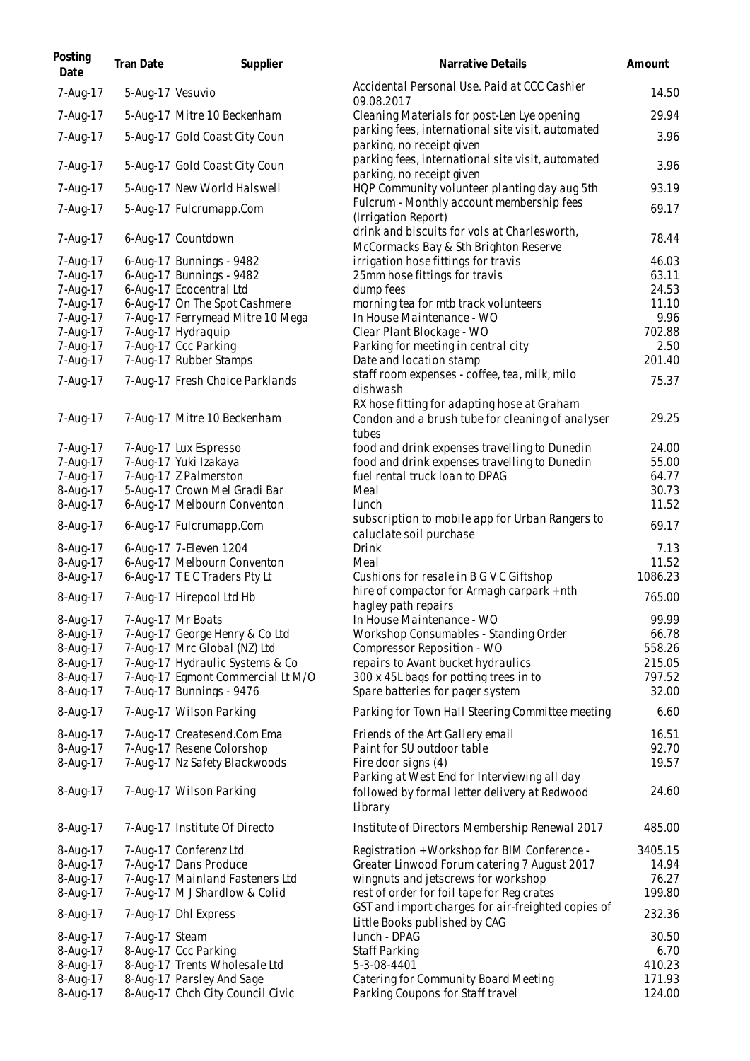| Posting Date | Tran Date | Supplier | Narrative Details | Amount |
|---|---|---|---|---|
| 7-Aug-17 | 5-Aug-17 | Vesuvio | Accidental Personal Use. Paid at CCC Cashier 09.08.2017 | 14.50 |
| 7-Aug-17 | 5-Aug-17 | Mitre 10 Beckenham | Cleaning Materials for post-Len Lye opening | 29.94 |
| 7-Aug-17 | 5-Aug-17 | Gold Coast City Coun | parking fees, international site visit, automated parking, no receipt given | 3.96 |
| 7-Aug-17 | 5-Aug-17 | Gold Coast City Coun | parking fees, international site visit, automated parking, no receipt given | 3.96 |
| 7-Aug-17 | 5-Aug-17 | New World Halswell | HQP Community volunteer planting day aug 5th | 93.19 |
| 7-Aug-17 | 5-Aug-17 | Fulcrumapp.Com | Fulcrum - Monthly account membership fees (Irrigation Report) | 69.17 |
| 7-Aug-17 | 6-Aug-17 | Countdown | drink and biscuits for vols at Charlesworth, McCormacks Bay & Sth Brighton Reserve | 78.44 |
| 7-Aug-17 | 6-Aug-17 | Bunnings - 9482 | irrigation hose fittings for travis | 46.03 |
| 7-Aug-17 | 6-Aug-17 | Bunnings - 9482 | 25mm hose fittings for travis | 63.11 |
| 7-Aug-17 | 6-Aug-17 | Ecocentral Ltd | dump fees | 24.53 |
| 7-Aug-17 | 6-Aug-17 | On The Spot Cashmere | morning tea for mtb track volunteers | 11.10 |
| 7-Aug-17 | 7-Aug-17 | Ferrymead Mitre 10 Mega | In House Maintenance - WO | 9.96 |
| 7-Aug-17 | 7-Aug-17 | Hydraquip | Clear Plant Blockage - WO | 702.88 |
| 7-Aug-17 | 7-Aug-17 | Ccc Parking | Parking for meeting in central city | 2.50 |
| 7-Aug-17 | 7-Aug-17 | Rubber Stamps | Date and location stamp | 201.40 |
| 7-Aug-17 | 7-Aug-17 | Fresh Choice Parklands | staff room expenses - coffee, tea, milk, milo dishwash | 75.37 |
| 7-Aug-17 | 7-Aug-17 | Mitre 10 Beckenham | RX hose fitting for adapting hose at Graham Condon and a brush tube for cleaning of analyser tubes | 29.25 |
| 7-Aug-17 | 7-Aug-17 | Lux Espresso | food and drink expenses travelling to Dunedin | 24.00 |
| 7-Aug-17 | 7-Aug-17 | Yuki Izakaya | food and drink expenses travelling to Dunedin | 55.00 |
| 7-Aug-17 | 7-Aug-17 | Z Palmerston | fuel rental truck loan to DPAG | 64.77 |
| 8-Aug-17 | 5-Aug-17 | Crown Mel Gradi Bar | Meal | 30.73 |
| 8-Aug-17 | 6-Aug-17 | Melbourn Conventon | lunch | 11.52 |
| 8-Aug-17 | 6-Aug-17 | Fulcrumapp.Com | subscription to mobile app for Urban Rangers to caluclate soil purchase | 69.17 |
| 8-Aug-17 | 6-Aug-17 | 7-Eleven 1204 | Drink | 7.13 |
| 8-Aug-17 | 6-Aug-17 | Melbourn Conventon | Meal | 11.52 |
| 8-Aug-17 | 6-Aug-17 | T E C Traders Pty Lt | Cushions for resale in B G V C Giftshop | 1086.23 |
| 8-Aug-17 | 7-Aug-17 | Hirepool Ltd Hb | hire of compactor for Armagh carpark + nth hagley path repairs | 765.00 |
| 8-Aug-17 | 7-Aug-17 | Mr Boats | In House Maintenance - WO | 99.99 |
| 8-Aug-17 | 7-Aug-17 | George Henry & Co Ltd | Workshop Consumables - Standing Order | 66.78 |
| 8-Aug-17 | 7-Aug-17 | Mrc Global (NZ) Ltd | Compressor Reposition - WO | 558.26 |
| 8-Aug-17 | 7-Aug-17 | Hydraulic Systems & Co | repairs to Avant bucket hydraulics | 215.05 |
| 8-Aug-17 | 7-Aug-17 | Egmont Commercial Lt M/O | 300 x 45L bags for potting trees in to | 797.52 |
| 8-Aug-17 | 7-Aug-17 | Bunnings - 9476 | Spare batteries for pager system | 32.00 |
| 8-Aug-17 | 7-Aug-17 | Wilson Parking | Parking for Town Hall Steering Committee meeting | 6.60 |
| 8-Aug-17 | 7-Aug-17 | Createsend.Com Ema | Friends of the Art Gallery email | 16.51 |
| 8-Aug-17 | 7-Aug-17 | Resene Colorshop | Paint for SU outdoor table | 92.70 |
| 8-Aug-17 | 7-Aug-17 | Nz Safety Blackwoods | Fire door signs (4) | 19.57 |
| 8-Aug-17 | 7-Aug-17 | Wilson Parking | Parking at West End for Interviewing all day followed by formal letter delivery at Redwood Library | 24.60 |
| 8-Aug-17 | 7-Aug-17 | Institute Of Directo | Institute of Directors Membership Renewal 2017 | 485.00 |
| 8-Aug-17 | 7-Aug-17 | Conferenz Ltd | Registration + Workshop for BIM Conference - | 3405.15 |
| 8-Aug-17 | 7-Aug-17 | Dans Produce | Greater Linwood Forum catering 7 August 2017 | 14.94 |
| 8-Aug-17 | 7-Aug-17 | Mainland Fasteners Ltd | wingnuts and jetscrews for workshop | 76.27 |
| 8-Aug-17 | 7-Aug-17 | M J Shardlow & Colid | rest of order for foil tape for Reg crates | 199.80 |
| 8-Aug-17 | 7-Aug-17 | Dhl Express | GST and import charges for air-freighted copies of Little Books published by CAG | 232.36 |
| 8-Aug-17 | 7-Aug-17 | Steam | lunch - DPAG | 30.50 |
| 8-Aug-17 | 8-Aug-17 | Ccc Parking | Staff Parking | 6.70 |
| 8-Aug-17 | 8-Aug-17 | Trents Wholesale Ltd | 5-3-08-4401 | 410.23 |
| 8-Aug-17 | 8-Aug-17 | Parsley And Sage | Catering for Community Board Meeting | 171.93 |
| 8-Aug-17 | 8-Aug-17 | Chch City Council Civic | Parking Coupons for Staff travel | 124.00 |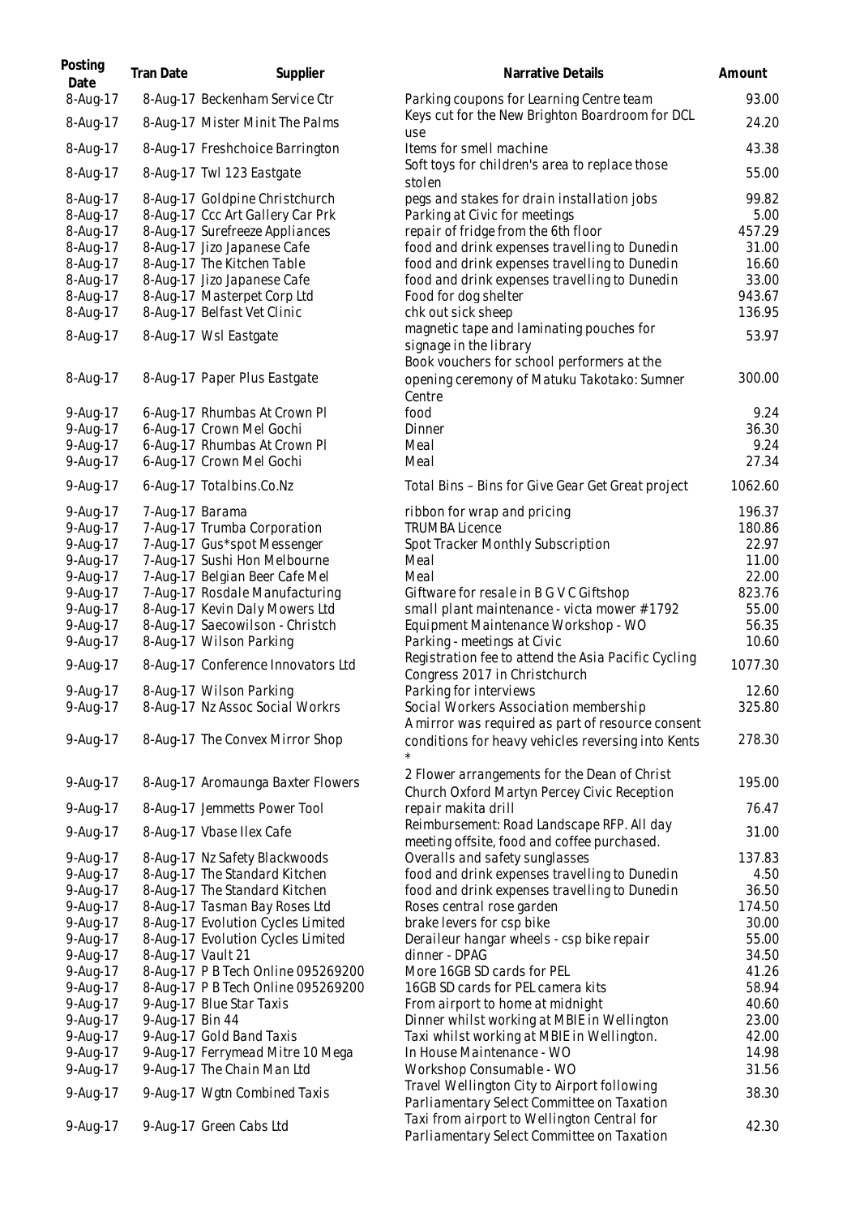| Posting Date | Tran Date | Supplier | Narrative Details | Amount |
|---|---|---|---|---|
| 8-Aug-17 | 8-Aug-17 | Beckenham Service Ctr | Parking coupons for Learning Centre team | 93.00 |
| 8-Aug-17 | 8-Aug-17 | Mister Minit The Palms | Keys cut for the New Brighton Boardroom for DCL use | 24.20 |
| 8-Aug-17 | 8-Aug-17 | Freshchoice Barrington | Items for smell machine | 43.38 |
| 8-Aug-17 | 8-Aug-17 | Twl 123 Eastgate | Soft toys for children's area to replace those stolen | 55.00 |
| 8-Aug-17 | 8-Aug-17 | Goldpine Christchurch | pegs and stakes for drain installation jobs | 99.82 |
| 8-Aug-17 | 8-Aug-17 | Ccc Art Gallery Car Prk | Parking at Civic for meetings | 5.00 |
| 8-Aug-17 | 8-Aug-17 | Surefreeze Appliances | repair of fridge from the 6th floor | 457.29 |
| 8-Aug-17 | 8-Aug-17 | Jizo Japanese Cafe | food and drink expenses travelling to Dunedin | 31.00 |
| 8-Aug-17 | 8-Aug-17 | The Kitchen Table | food and drink expenses travelling to Dunedin | 16.60 |
| 8-Aug-17 | 8-Aug-17 | Jizo Japanese Cafe | food and drink expenses travelling to Dunedin | 33.00 |
| 8-Aug-17 | 8-Aug-17 | Masterpet Corp Ltd | Food for dog shelter | 943.67 |
| 8-Aug-17 | 8-Aug-17 | Belfast Vet Clinic | chk out sick sheep | 136.95 |
| 8-Aug-17 | 8-Aug-17 | Wsl Eastgate | magnetic tape and laminating pouches for signage in the library | 53.97 |
| 8-Aug-17 | 8-Aug-17 | Paper Plus Eastgate | Book vouchers for school performers at the opening ceremony of Matuku Takotako: Sumner Centre | 300.00 |
| 9-Aug-17 | 6-Aug-17 | Rhumbas At Crown Pl | food | 9.24 |
| 9-Aug-17 | 6-Aug-17 | Crown Mel Gochi | Dinner | 36.30 |
| 9-Aug-17 | 6-Aug-17 | Rhumbas At Crown Pl | Meal | 9.24 |
| 9-Aug-17 | 6-Aug-17 | Crown Mel Gochi | Meal | 27.34 |
| 9-Aug-17 | 6-Aug-17 | Totalbins.Co.Nz | Total Bins – Bins for Give Gear Get Great project | 1062.60 |
| 9-Aug-17 | 7-Aug-17 | Barama | ribbon for wrap and pricing | 196.37 |
| 9-Aug-17 | 7-Aug-17 | Trumba Corporation | TRUMBA Licence | 180.86 |
| 9-Aug-17 | 7-Aug-17 | Gus*spot Messenger | Spot Tracker Monthly Subscription | 22.97 |
| 9-Aug-17 | 7-Aug-17 | Sushi Hon Melbourne | Meal | 11.00 |
| 9-Aug-17 | 7-Aug-17 | Belgian Beer Cafe Mel | Meal | 22.00 |
| 9-Aug-17 | 7-Aug-17 | Rosdale Manufacturing | Giftware for resale in B G V C Giftshop | 823.76 |
| 9-Aug-17 | 8-Aug-17 | Kevin Daly Mowers Ltd | small plant maintenance - victa mower #1792 | 55.00 |
| 9-Aug-17 | 8-Aug-17 | Saecowilson - Christch | Equipment Maintenance Workshop - WO | 56.35 |
| 9-Aug-17 | 8-Aug-17 | Wilson Parking | Parking - meetings at Civic | 10.60 |
| 9-Aug-17 | 8-Aug-17 | Conference Innovators Ltd | Registration fee to attend the Asia Pacific Cycling Congress 2017 in Christchurch | 1077.30 |
| 9-Aug-17 | 8-Aug-17 | Wilson Parking | Parking for interviews | 12.60 |
| 9-Aug-17 | 8-Aug-17 | Nz Assoc Social Workrs | Social Workers Association membership | 325.80 |
| 9-Aug-17 | 8-Aug-17 | The Convex Mirror Shop | A mirror was required as part of resource consent conditions for heavy vehicles reversing into Kents * | 278.30 |
| 9-Aug-17 | 8-Aug-17 | Aromaunga Baxter Flowers | 2 Flower arrangements for the Dean of Christ Church Oxford Martyn Percey Civic Reception | 195.00 |
| 9-Aug-17 | 8-Aug-17 | Jemmetts Power Tool | repair makita drill | 76.47 |
| 9-Aug-17 | 8-Aug-17 | Vbase Ilex Cafe | Reimbursement: Road Landscape RFP. All day meeting offsite, food and coffee purchased. | 31.00 |
| 9-Aug-17 | 8-Aug-17 | Nz Safety Blackwoods | Overalls and safety sunglasses | 137.83 |
| 9-Aug-17 | 8-Aug-17 | The Standard Kitchen | food and drink expenses travelling to Dunedin | 4.50 |
| 9-Aug-17 | 8-Aug-17 | The Standard Kitchen | food and drink expenses travelling to Dunedin | 36.50 |
| 9-Aug-17 | 8-Aug-17 | Tasman Bay Roses Ltd | Roses central rose garden | 174.50 |
| 9-Aug-17 | 8-Aug-17 | Evolution Cycles Limited | brake levers for csp bike | 30.00 |
| 9-Aug-17 | 8-Aug-17 | Evolution Cycles Limited | Deraileur hangar wheels - csp bike repair | 55.00 |
| 9-Aug-17 | 8-Aug-17 | Vault 21 | dinner - DPAG | 34.50 |
| 9-Aug-17 | 8-Aug-17 | P B Tech Online 095269200 | More 16GB SD cards for PEL | 41.26 |
| 9-Aug-17 | 8-Aug-17 | P B Tech Online 095269200 | 16GB SD cards for PEL camera kits | 58.94 |
| 9-Aug-17 | 9-Aug-17 | Blue Star Taxis | From airport to home at midnight | 40.60 |
| 9-Aug-17 | 9-Aug-17 | Bin 44 | Dinner whilst working at MBIE in Wellington | 23.00 |
| 9-Aug-17 | 9-Aug-17 | Gold Band Taxis | Taxi whilst working at MBIE in Wellington. | 42.00 |
| 9-Aug-17 | 9-Aug-17 | Ferrymead Mitre 10 Mega | In House Maintenance - WO | 14.98 |
| 9-Aug-17 | 9-Aug-17 | The Chain Man Ltd | Workshop Consumable - WO | 31.56 |
| 9-Aug-17 | 9-Aug-17 | Wgtn Combined Taxis | Travel Wellington City to Airport following Parliamentary Select Committee on Taxation | 38.30 |
| 9-Aug-17 | 9-Aug-17 | Green Cabs Ltd | Taxi from airport to Wellington Central for Parliamentary Select Committee on Taxation | 42.30 |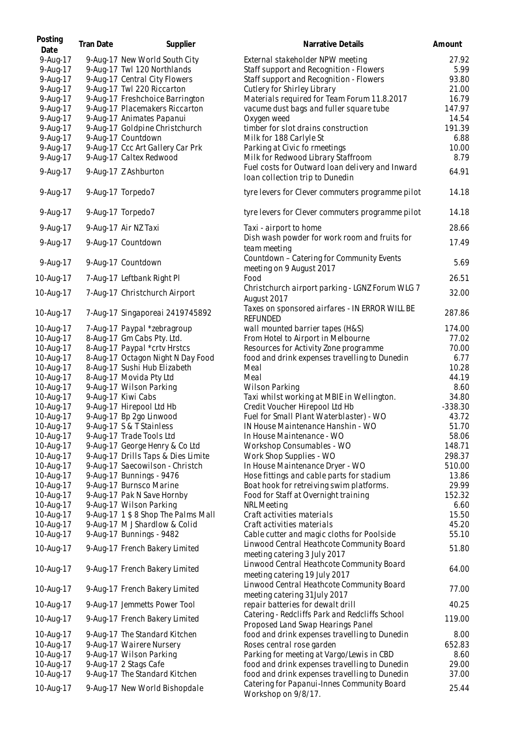| Posting Date | Tran Date | Supplier | Narrative Details | Amount |
|---|---|---|---|---|
| 9-Aug-17 | 9-Aug-17 | New World South City | External stakeholder NPW meeting | 27.92 |
| 9-Aug-17 | 9-Aug-17 | Twl 120 Northlands | Staff support and Recognition - Flowers | 5.99 |
| 9-Aug-17 | 9-Aug-17 | Central City Flowers | Staff support and Recognition - Flowers | 93.80 |
| 9-Aug-17 | 9-Aug-17 | Twl 220 Riccarton | Cutlery for Shirley Library | 21.00 |
| 9-Aug-17 | 9-Aug-17 | Freshchoice Barrington | Materials required for Team Forum 11.8.2017 | 16.79 |
| 9-Aug-17 | 9-Aug-17 | Placemakers Riccarton | vacume dust bags and fuller square tube | 147.97 |
| 9-Aug-17 | 9-Aug-17 | Animates Papanui | Oxygen weed | 14.54 |
| 9-Aug-17 | 9-Aug-17 | Goldpine Christchurch | timber for slot drains construction | 191.39 |
| 9-Aug-17 | 9-Aug-17 | Countdown | Milk for 188 Carlyle St | 6.88 |
| 9-Aug-17 | 9-Aug-17 | Ccc Art Gallery Car Prk | Parking at Civic fo rmeetings | 10.00 |
| 9-Aug-17 | 9-Aug-17 | Caltex Redwood | Milk for Redwood Library Staffroom | 8.79 |
| 9-Aug-17 | 9-Aug-17 | Z Ashburton | Fuel costs for Outward loan delivery and Inward loan collection trip to Dunedin | 64.91 |
| 9-Aug-17 | 9-Aug-17 | Torpedo7 | tyre levers for Clever commuters programme pilot | 14.18 |
| 9-Aug-17 | 9-Aug-17 | Torpedo7 | tyre levers for Clever commuters programme pilot | 14.18 |
| 9-Aug-17 | 9-Aug-17 | Air NZ Taxi | Taxi - airport to home | 28.66 |
| 9-Aug-17 | 9-Aug-17 | Countdown | Dish wash powder for work room and fruits for team meeting | 17.49 |
| 9-Aug-17 | 9-Aug-17 | Countdown | Countdown – Catering for Community Events meeting on 9 August 2017 | 5.69 |
| 10-Aug-17 | 7-Aug-17 | Leftbank Right Pl | Food | 26.51 |
| 10-Aug-17 | 7-Aug-17 | Christchurch Airport | Christchurch airport parking - LGNZ Forum WLG 7 August 2017 | 32.00 |
| 10-Aug-17 | 7-Aug-17 | Singaporeai 2419745892 | Taxes on sponsored airfares - IN ERROR WILL BE REFUNDED | 287.86 |
| 10-Aug-17 | 7-Aug-17 | Paypal *zebragroup | wall mounted barrier tapes (H&S) | 174.00 |
| 10-Aug-17 | 8-Aug-17 | Gm Cabs Pty. Ltd. | From Hotel to Airport in Melbourne | 77.02 |
| 10-Aug-17 | 8-Aug-17 | Paypal *crtv Hrstcs | Resources for Activity Zone programme | 70.00 |
| 10-Aug-17 | 8-Aug-17 | Octagon Night N Day Food | food and drink expenses travelling to Dunedin | 6.77 |
| 10-Aug-17 | 8-Aug-17 | Sushi Hub Elizabeth | Meal | 10.28 |
| 10-Aug-17 | 8-Aug-17 | Movida Pty Ltd | Meal | 44.19 |
| 10-Aug-17 | 9-Aug-17 | Wilson Parking | Wilson Parking | 8.60 |
| 10-Aug-17 | 9-Aug-17 | Kiwi Cabs | Taxi whilst working at MBIE in Wellington. | 34.80 |
| 10-Aug-17 | 9-Aug-17 | Hirepool Ltd Hb | Credit Voucher Hirepool Ltd Hb | -338.30 |
| 10-Aug-17 | 9-Aug-17 | Bp 2go Linwood | Fuel for Small Plant Waterblaster) - WO | 43.72 |
| 10-Aug-17 | 9-Aug-17 | S & T Stainless | IN House Maintenance Hanshin - WO | 51.70 |
| 10-Aug-17 | 9-Aug-17 | Trade Tools Ltd | In House Maintenance - WO | 58.06 |
| 10-Aug-17 | 9-Aug-17 | George Henry & Co Ltd | Workshop Consumables - WO | 148.71 |
| 10-Aug-17 | 9-Aug-17 | Drills Taps & Dies Limite | Work Shop Supplies - WO | 298.37 |
| 10-Aug-17 | 9-Aug-17 | Saecowilson - Christch | In House Maintenance Dryer - WO | 510.00 |
| 10-Aug-17 | 9-Aug-17 | Bunnings - 9476 | Hose fittings and cable parts for stadium | 13.86 |
| 10-Aug-17 | 9-Aug-17 | Burnsco Marine | Boat hook for retreiving swim platforms. | 29.99 |
| 10-Aug-17 | 9-Aug-17 | Pak N Save Hornby | Food for Staff at Overnight training | 152.32 |
| 10-Aug-17 | 9-Aug-17 | Wilson Parking | NRL Meeting | 6.60 |
| 10-Aug-17 | 9-Aug-17 | 1 $ 8 Shop The Palms Mall | Craft activities materials | 15.50 |
| 10-Aug-17 | 9-Aug-17 | M J Shardlow & Colid | Craft activities materials | 45.20 |
| 10-Aug-17 | 9-Aug-17 | Bunnings - 9482 | Cable cutter and magic cloths for Poolside | 55.10 |
| 10-Aug-17 | 9-Aug-17 | French Bakery Limited | Linwood Central Heathcote Community Board meeting catering 3 July 2017 | 51.80 |
| 10-Aug-17 | 9-Aug-17 | French Bakery Limited | Linwood Central Heathcote Community Board meeting catering 19 July 2017 | 64.00 |
| 10-Aug-17 | 9-Aug-17 | French Bakery Limited | Linwood Central Heathcote Community Board meeting catering 31July 2017 | 77.00 |
| 10-Aug-17 | 9-Aug-17 | Jemmetts Power Tool | repair batteries for dewalt drill | 40.25 |
| 10-Aug-17 | 9-Aug-17 | French Bakery Limited | Catering - Redcliffs Park and Redcliffs School Proposed Land Swap Hearings Panel | 119.00 |
| 10-Aug-17 | 9-Aug-17 | The Standard Kitchen | food and drink expenses travelling to Dunedin | 8.00 |
| 10-Aug-17 | 9-Aug-17 | Wairere Nursery | Roses central rose garden | 652.83 |
| 10-Aug-17 | 9-Aug-17 | Wilson Parking | Parking for meeting at Vargo/Lewis in CBD | 8.60 |
| 10-Aug-17 | 9-Aug-17 | 2 Stags Cafe | food and drink expenses travelling to Dunedin | 29.00 |
| 10-Aug-17 | 9-Aug-17 | The Standard Kitchen | food and drink expenses travelling to Dunedin | 37.00 |
| 10-Aug-17 | 9-Aug-17 | New World Bishopdale | Catering for Papanui-Innes Community Board Workshop on 9/8/17. | 25.44 |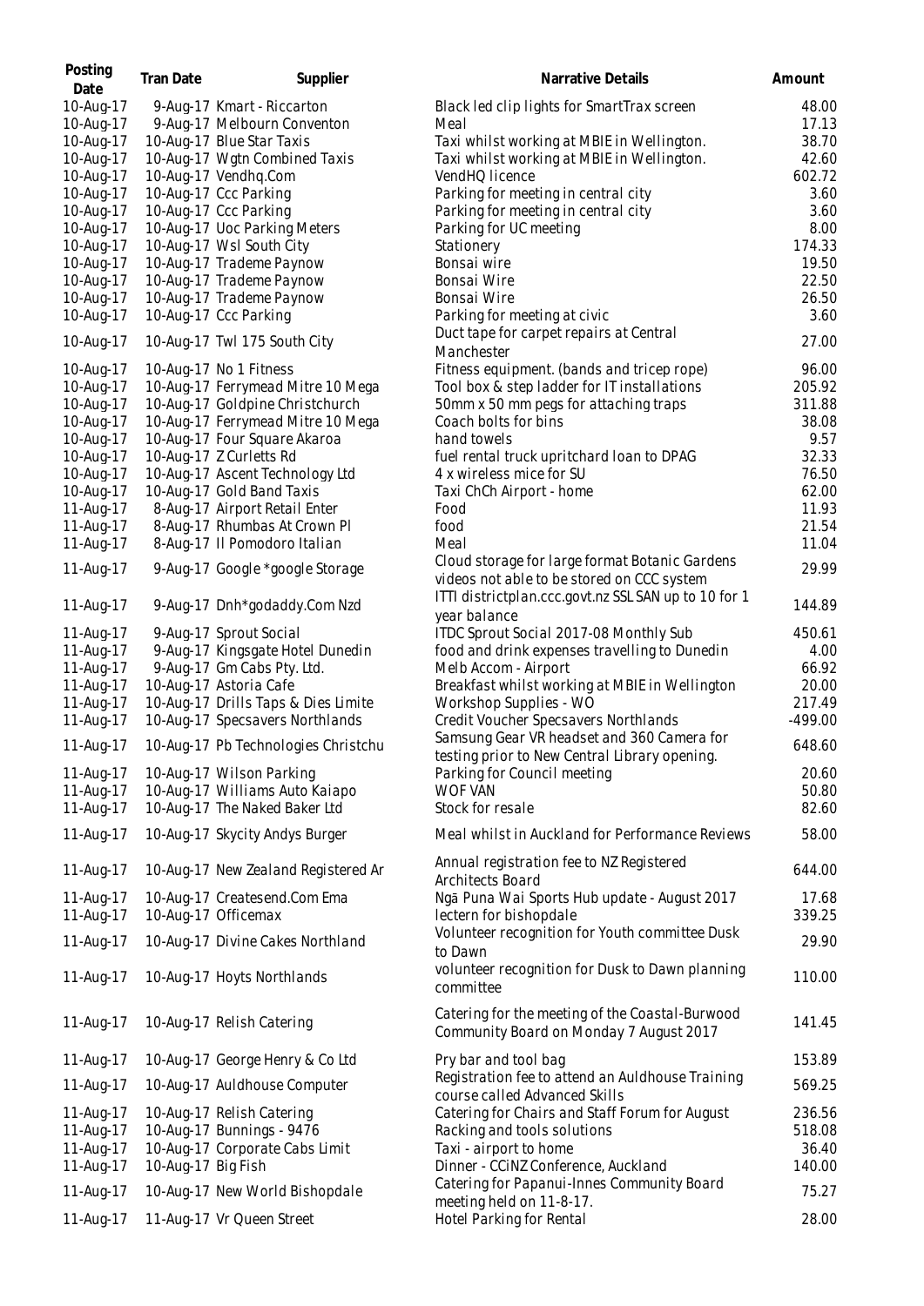| Posting Date | Tran Date | Supplier | Narrative Details | Amount |
|---|---|---|---|---|
| 10-Aug-17 | 9-Aug-17 | Kmart - Riccarton | Black led clip lights for SmartTrax screen | 48.00 |
| 10-Aug-17 | 9-Aug-17 | Melbourn Conventon | Meal | 17.13 |
| 10-Aug-17 | 10-Aug-17 | Blue Star Taxis | Taxi whilst working at MBIE in Wellington. | 38.70 |
| 10-Aug-17 | 10-Aug-17 | Wgtn Combined Taxis | Taxi whilst working at MBIE in Wellington. | 42.60 |
| 10-Aug-17 | 10-Aug-17 | Vendhq.Com | VendHQ licence | 602.72 |
| 10-Aug-17 | 10-Aug-17 | Ccc Parking | Parking for meeting in central city | 3.60 |
| 10-Aug-17 | 10-Aug-17 | Ccc Parking | Parking for meeting in central city | 3.60 |
| 10-Aug-17 | 10-Aug-17 | Uoc Parking Meters | Parking for UC meeting | 8.00 |
| 10-Aug-17 | 10-Aug-17 | Wsl South City | Stationery | 174.33 |
| 10-Aug-17 | 10-Aug-17 | Trademe Paynow | Bonsai wire | 19.50 |
| 10-Aug-17 | 10-Aug-17 | Trademe Paynow | Bonsai Wire | 22.50 |
| 10-Aug-17 | 10-Aug-17 | Trademe Paynow | Bonsai Wire | 26.50 |
| 10-Aug-17 | 10-Aug-17 | Ccc Parking | Parking for meeting at civic | 3.60 |
| 10-Aug-17 | 10-Aug-17 | Twl 175 South City | Duct tape for carpet repairs at Central Manchester | 27.00 |
| 10-Aug-17 | 10-Aug-17 | No 1 Fitness | Fitness equipment. (bands and tricep rope) | 96.00 |
| 10-Aug-17 | 10-Aug-17 | Ferrymead Mitre 10 Mega | Tool box & step ladder for IT installations | 205.92 |
| 10-Aug-17 | 10-Aug-17 | Goldpine Christchurch | 50mm x 50 mm pegs for attaching traps | 311.88 |
| 10-Aug-17 | 10-Aug-17 | Ferrymead Mitre 10 Mega | Coach bolts for bins | 38.08 |
| 10-Aug-17 | 10-Aug-17 | Four Square Akaroa | hand towels | 9.57 |
| 10-Aug-17 | 10-Aug-17 | Z Curletts Rd | fuel rental truck upritchard loan to DPAG | 32.33 |
| 10-Aug-17 | 10-Aug-17 | Ascent Technology Ltd | 4 x wireless mice for SU | 76.50 |
| 10-Aug-17 | 10-Aug-17 | Gold Band Taxis | Taxi ChCh Airport - home | 62.00 |
| 11-Aug-17 | 8-Aug-17 | Airport Retail Enter | Food | 11.93 |
| 11-Aug-17 | 8-Aug-17 | Rhumbas At Crown Pl | food | 21.54 |
| 11-Aug-17 | 8-Aug-17 | Il Pomodoro Italian | Meal | 11.04 |
| 11-Aug-17 | 9-Aug-17 | Google *google Storage | Cloud storage for large format Botanic Gardens videos not able to be stored on CCC system | 29.99 |
| 11-Aug-17 | 9-Aug-17 | Dnh*godaddy.Com Nzd | ITTI districtplan.ccc.govt.nz SSL SAN up to 10 for 1 year balance | 144.89 |
| 11-Aug-17 | 9-Aug-17 | Sprout Social | ITDC Sprout Social 2017-08 Monthly Sub | 450.61 |
| 11-Aug-17 | 9-Aug-17 | Kingsgate Hotel Dunedin | food and drink expenses travelling to Dunedin | 4.00 |
| 11-Aug-17 | 9-Aug-17 | Gm Cabs Pty. Ltd. | Melb Accom - Airport | 66.92 |
| 11-Aug-17 | 10-Aug-17 | Astoria Cafe | Breakfast whilst working at MBIE in Wellington | 20.00 |
| 11-Aug-17 | 10-Aug-17 | Drills Taps & Dies Limite | Workshop Supplies - WO | 217.49 |
| 11-Aug-17 | 10-Aug-17 | Specsavers Northlands | Credit Voucher Specsavers Northlands | -499.00 |
| 11-Aug-17 | 10-Aug-17 | Pb Technologies Christchu | Samsung Gear VR headset and 360 Camera for testing prior to New Central Library opening. | 648.60 |
| 11-Aug-17 | 10-Aug-17 | Wilson Parking | Parking for Council meeting | 20.60 |
| 11-Aug-17 | 10-Aug-17 | Williams Auto Kaiapo | WOF VAN | 50.80 |
| 11-Aug-17 | 10-Aug-17 | The Naked Baker Ltd | Stock for resale | 82.60 |
| 11-Aug-17 | 10-Aug-17 | Skycity Andys Burger | Meal whilst in Auckland for Performance Reviews | 58.00 |
| 11-Aug-17 | 10-Aug-17 | New Zealand Registered Ar | Annual registration fee to NZ Registered Architects Board | 644.00 |
| 11-Aug-17 | 10-Aug-17 | Createsend.Com Ema | Ngā Puna Wai Sports Hub update - August 2017 | 17.68 |
| 11-Aug-17 | 10-Aug-17 | Officemax | lectern for bishopdale | 339.25 |
| 11-Aug-17 | 10-Aug-17 | Divine Cakes Northland | Volunteer recognition for Youth committee Dusk to Dawn | 29.90 |
| 11-Aug-17 | 10-Aug-17 | Hoyts Northlands | volunteer recognition for Dusk to Dawn planning committee | 110.00 |
| 11-Aug-17 | 10-Aug-17 | Relish Catering | Catering for the meeting of the Coastal-Burwood Community Board on Monday 7 August 2017 | 141.45 |
| 11-Aug-17 | 10-Aug-17 | George Henry & Co Ltd | Pry bar and tool bag | 153.89 |
| 11-Aug-17 | 10-Aug-17 | Auldhouse Computer | Registration fee to attend an Auldhouse Training course called Advanced Skills | 569.25 |
| 11-Aug-17 | 10-Aug-17 | Relish Catering | Catering for Chairs and Staff Forum for August | 236.56 |
| 11-Aug-17 | 10-Aug-17 | Bunnings - 9476 | Racking and tools solutions | 518.08 |
| 11-Aug-17 | 10-Aug-17 | Corporate Cabs Limit | Taxi - airport to home | 36.40 |
| 11-Aug-17 | 10-Aug-17 | Big Fish | Dinner - CCiNZ Conference, Auckland | 140.00 |
| 11-Aug-17 | 10-Aug-17 | New World Bishopdale | Catering for Papanui-Innes Community Board meeting held on 11-8-17. | 75.27 |
| 11-Aug-17 | 11-Aug-17 | Vr Queen Street | Hotel Parking for Rental | 28.00 |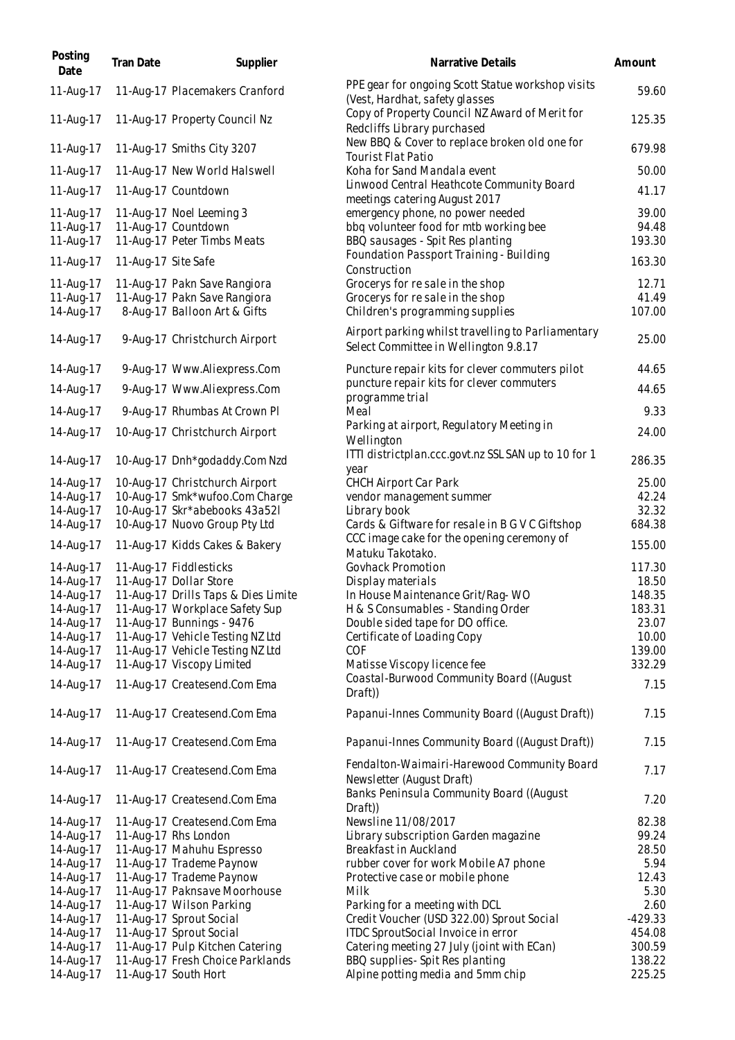| Posting Date | Tran Date | Supplier | Narrative Details | Amount |
| --- | --- | --- | --- | --- |
| 11-Aug-17 | 11-Aug-17 | Placemakers Cranford | PPE gear for ongoing Scott Statue workshop visits (Vest, Hardhat, safety glasses | 59.60 |
| 11-Aug-17 | 11-Aug-17 | Property Council Nz | Copy of Property Council NZ Award of Merit for Redcliffs Library purchased | 125.35 |
| 11-Aug-17 | 11-Aug-17 | Smiths City 3207 | New BBQ & Cover to replace broken old one for Tourist Flat Patio | 679.98 |
| 11-Aug-17 | 11-Aug-17 | New World Halswell | Koha for Sand Mandala event | 50.00 |
| 11-Aug-17 | 11-Aug-17 | Countdown | Linwood Central Heathcote Community Board meetings catering August 2017 | 41.17 |
| 11-Aug-17 | 11-Aug-17 | Noel Leeming 3 | emergency phone, no power needed | 39.00 |
| 11-Aug-17 | 11-Aug-17 | Countdown | bbq volunteer food for mtb working bee | 94.48 |
| 11-Aug-17 | 11-Aug-17 | Peter Timbs Meats | BBQ sausages - Spit Res planting | 193.30 |
| 11-Aug-17 | 11-Aug-17 | Site Safe | Foundation Passport Training - Building Construction | 163.30 |
| 11-Aug-17 | 11-Aug-17 | Pakn Save Rangiora | Grocerys for re sale in the shop | 12.71 |
| 11-Aug-17 | 11-Aug-17 | Pakn Save Rangiora | Grocerys for re sale in the shop | 41.49 |
| 14-Aug-17 | 8-Aug-17 | Balloon Art & Gifts | Children's programming supplies | 107.00 |
| 14-Aug-17 | 9-Aug-17 | Christchurch Airport | Airport parking whilst travelling to Parliamentary Select Committee in Wellington 9.8.17 | 25.00 |
| 14-Aug-17 | 9-Aug-17 | Www.Aliexpress.Com | Puncture repair kits for clever commuters pilot | 44.65 |
| 14-Aug-17 | 9-Aug-17 | Www.Aliexpress.Com | puncture repair kits for clever commuters programme trial | 44.65 |
| 14-Aug-17 | 9-Aug-17 | Rhumbas At Crown Pl | Meal | 9.33 |
| 14-Aug-17 | 10-Aug-17 | Christchurch Airport | Parking at airport, Regulatory Meeting in Wellington | 24.00 |
| 14-Aug-17 | 10-Aug-17 | Dnh*godaddy.Com Nzd | ITTI districtplan.ccc.govt.nz SSL SAN up to 10 for 1 year | 286.35 |
| 14-Aug-17 | 10-Aug-17 | Christchurch Airport | CHCH Airport Car Park | 25.00 |
| 14-Aug-17 | 10-Aug-17 | Smk*wufoo.Com Charge | vendor management summer | 42.24 |
| 14-Aug-17 | 10-Aug-17 | Skr*abebooks 43a52l | Library book | 32.32 |
| 14-Aug-17 | 10-Aug-17 | Nuovo Group Pty Ltd | Cards & Giftware for resale in B G V C Giftshop | 684.38 |
| 14-Aug-17 | 11-Aug-17 | Kidds Cakes & Bakery | CCC image cake for the opening ceremony of Matuku Takotako. | 155.00 |
| 14-Aug-17 | 11-Aug-17 | Fiddlesticks | Govhack Promotion | 117.30 |
| 14-Aug-17 | 11-Aug-17 | Dollar Store | Display materials | 18.50 |
| 14-Aug-17 | 11-Aug-17 | Drills Taps & Dies Limite | In House Maintenance Grit/Rag- WO | 148.35 |
| 14-Aug-17 | 11-Aug-17 | Workplace Safety Sup | H & S Consumables - Standing Order | 183.31 |
| 14-Aug-17 | 11-Aug-17 | Bunnings - 9476 | Double sided tape for DO office. | 23.07 |
| 14-Aug-17 | 11-Aug-17 | Vehicle Testing NZ Ltd | Certificate of Loading Copy | 10.00 |
| 14-Aug-17 | 11-Aug-17 | Vehicle Testing NZ Ltd | COF | 139.00 |
| 14-Aug-17 | 11-Aug-17 | Viscopy Limited | Matisse Viscopy licence fee | 332.29 |
| 14-Aug-17 | 11-Aug-17 | Createsend.Com Ema | Coastal-Burwood Community Board ((August Draft)) | 7.15 |
| 14-Aug-17 | 11-Aug-17 | Createsend.Com Ema | Papanui-Innes Community Board ((August Draft)) | 7.15 |
| 14-Aug-17 | 11-Aug-17 | Createsend.Com Ema | Papanui-Innes Community Board ((August Draft)) | 7.15 |
| 14-Aug-17 | 11-Aug-17 | Createsend.Com Ema | Fendalton-Waimairi-Harewood Community Board Newsletter (August Draft) | 7.17 |
| 14-Aug-17 | 11-Aug-17 | Createsend.Com Ema | Banks Peninsula Community Board ((August Draft)) | 7.20 |
| 14-Aug-17 | 11-Aug-17 | Createsend.Com Ema | Newsline 11/08/2017 | 82.38 |
| 14-Aug-17 | 11-Aug-17 | Rhs London | Library subscription Garden magazine | 99.24 |
| 14-Aug-17 | 11-Aug-17 | Mahuhu Espresso | Breakfast in Auckland | 28.50 |
| 14-Aug-17 | 11-Aug-17 | Trademe Paynow | rubber cover for work Mobile A7 phone | 5.94 |
| 14-Aug-17 | 11-Aug-17 | Trademe Paynow | Protective case or mobile phone | 12.43 |
| 14-Aug-17 | 11-Aug-17 | Paknsave Moorhouse | Milk | 5.30 |
| 14-Aug-17 | 11-Aug-17 | Wilson Parking | Parking for a meeting with DCL | 2.60 |
| 14-Aug-17 | 11-Aug-17 | Sprout Social | Credit Voucher (USD 322.00) Sprout Social | -429.33 |
| 14-Aug-17 | 11-Aug-17 | Sprout Social | ITDC SproutSocial Invoice in error | 454.08 |
| 14-Aug-17 | 11-Aug-17 | Pulp Kitchen Catering | Catering meeting 27 July (joint with ECan) | 300.59 |
| 14-Aug-17 | 11-Aug-17 | Fresh Choice Parklands | BBQ supplies- Spit Res planting | 138.22 |
| 14-Aug-17 | 11-Aug-17 | South Hort | Alpine potting media and 5mm chip | 225.25 |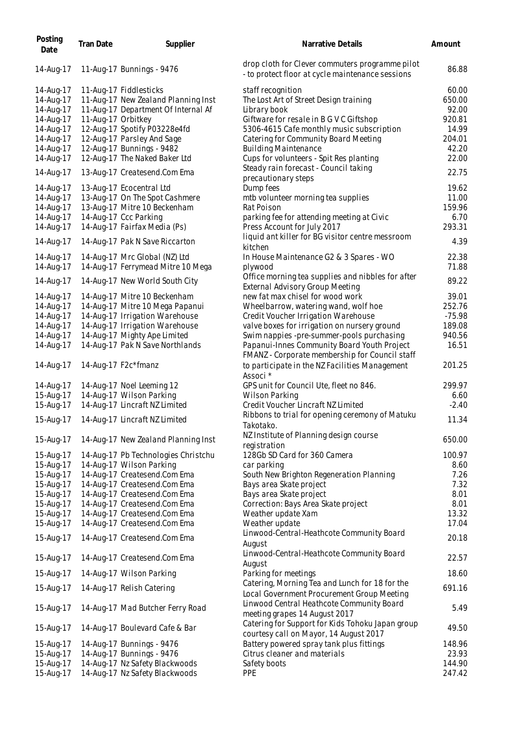| Posting Date | Tran Date | Supplier | Narrative Details | Amount |
| --- | --- | --- | --- | --- |
| 14-Aug-17 | 11-Aug-17 | Bunnings - 9476 | drop cloth for Clever commuters programme pilot - to protect floor at cycle maintenance sessions | 86.88 |
| 14-Aug-17 | 11-Aug-17 | Fiddlesticks | staff recognition | 60.00 |
| 14-Aug-17 | 11-Aug-17 | New Zealand Planning Inst | The Lost Art of Street Design training | 650.00 |
| 14-Aug-17 | 11-Aug-17 | Department Of Internal Af | Library book | 92.00 |
| 14-Aug-17 | 11-Aug-17 | Orbitkey | Giftware for resale in B G V C Giftshop | 920.81 |
| 14-Aug-17 | 12-Aug-17 | Spotify P03228e4fd | 5306-4615 Cafe monthly music subscription | 14.99 |
| 14-Aug-17 | 12-Aug-17 | Parsley And Sage | Catering for Community Board Meeting | 204.01 |
| 14-Aug-17 | 12-Aug-17 | Bunnings - 9482 | Building Maintenance | 42.20 |
| 14-Aug-17 | 12-Aug-17 | The Naked Baker Ltd | Cups for volunteers - Spit Res planting | 22.00 |
| 14-Aug-17 | 13-Aug-17 | Createsend.Com Ema | Steady rain forecast - Council taking precautionary steps | 22.75 |
| 14-Aug-17 | 13-Aug-17 | Ecocentral Ltd | Dump fees | 19.62 |
| 14-Aug-17 | 13-Aug-17 | On The Spot Cashmere | mtb volunteer morning tea supplies | 11.00 |
| 14-Aug-17 | 13-Aug-17 | Mitre 10 Beckenham | Rat Poison | 159.96 |
| 14-Aug-17 | 14-Aug-17 | Ccc Parking | parking fee for attending meeting at Civic | 6.70 |
| 14-Aug-17 | 14-Aug-17 | Fairfax Media (Ps) | Press Account for July 2017 | 293.31 |
| 14-Aug-17 | 14-Aug-17 | Pak N Save Riccarton | liquid ant killer for BG visitor centre messroom kitchen | 4.39 |
| 14-Aug-17 | 14-Aug-17 | Mrc Global (NZ) Ltd | In House Maintenance G2 & 3 Spares - WO | 22.38 |
| 14-Aug-17 | 14-Aug-17 | Ferrymead Mitre 10 Mega | plywood | 71.88 |
| 14-Aug-17 | 14-Aug-17 | New World South City | Office morning tea supplies and nibbles for after External Advisory Group Meeting | 89.22 |
| 14-Aug-17 | 14-Aug-17 | Mitre 10 Beckenham | new fat max chisel for wood work | 39.01 |
| 14-Aug-17 | 14-Aug-17 | Mitre 10 Mega Papanui | Wheelbarrow, watering wand, wolf hoe | 252.76 |
| 14-Aug-17 | 14-Aug-17 | Irrigation Warehouse | Credit Voucher Irrigation Warehouse | -75.98 |
| 14-Aug-17 | 14-Aug-17 | Irrigation Warehouse | valve boxes for irrigation on nursery ground | 189.08 |
| 14-Aug-17 | 14-Aug-17 | Mighty Ape Limited | Swim nappies -pre-summer-pools purchasing | 940.56 |
| 14-Aug-17 | 14-Aug-17 | Pak N Save Northlands | Papanui-Innes Community Board Youth Project | 16.51 |
| 14-Aug-17 | 14-Aug-17 | F2c*fmanz | FMANZ - Corporate membership for Council staff to participate in the NZ Facilities Management Associ * | 201.25 |
| 14-Aug-17 | 14-Aug-17 | Noel Leeming 12 | GPS unit for Council Ute, fleet no 846. | 299.97 |
| 15-Aug-17 | 14-Aug-17 | Wilson Parking | Wilson Parking | 6.60 |
| 15-Aug-17 | 14-Aug-17 | Lincraft NZ Limited | Credit Voucher Lincraft NZ Limited | -2.40 |
| 15-Aug-17 | 14-Aug-17 | Lincraft NZ Limited | Ribbons to trial for opening ceremony of Matuku Takotako. | 11.34 |
| 15-Aug-17 | 14-Aug-17 | New Zealand Planning Inst | NZ Institute of Planning design course registration | 650.00 |
| 15-Aug-17 | 14-Aug-17 | Pb Technologies Christchu | 128Gb SD Card for 360 Camera | 100.97 |
| 15-Aug-17 | 14-Aug-17 | Wilson Parking | car parking | 8.60 |
| 15-Aug-17 | 14-Aug-17 | Createsend.Com Ema | South New Brighton Regeneration Planning | 7.26 |
| 15-Aug-17 | 14-Aug-17 | Createsend.Com Ema | Bays area Skate project | 7.32 |
| 15-Aug-17 | 14-Aug-17 | Createsend.Com Ema | Bays area Skate project | 8.01 |
| 15-Aug-17 | 14-Aug-17 | Createsend.Com Ema | Correction: Bays Area Skate project | 8.01 |
| 15-Aug-17 | 14-Aug-17 | Createsend.Com Ema | Weather update Xam | 13.32 |
| 15-Aug-17 | 14-Aug-17 | Createsend.Com Ema | Weather update | 17.04 |
| 15-Aug-17 | 14-Aug-17 | Createsend.Com Ema | Linwood-Central-Heathcote Community Board August | 20.18 |
| 15-Aug-17 | 14-Aug-17 | Createsend.Com Ema | Linwood-Central-Heathcote Community Board August | 22.57 |
| 15-Aug-17 | 14-Aug-17 | Wilson Parking | Parking for meetings | 18.60 |
| 15-Aug-17 | 14-Aug-17 | Relish Catering | Catering, Morning Tea and Lunch for 18 for the Local Government Procurement Group Meeting | 691.16 |
| 15-Aug-17 | 14-Aug-17 | Mad Butcher Ferry Road | Linwood Central Heathcote Community Board meeting grapes 14 August 2017 | 5.49 |
| 15-Aug-17 | 14-Aug-17 | Boulevard Cafe & Bar | Catering for Support for Kids Tohoku Japan group courtesy call on Mayor, 14 August 2017 | 49.50 |
| 15-Aug-17 | 14-Aug-17 | Bunnings - 9476 | Battery powered spray tank plus fittings | 148.96 |
| 15-Aug-17 | 14-Aug-17 | Bunnings - 9476 | Citrus cleaner and materials | 23.93 |
| 15-Aug-17 | 14-Aug-17 | Nz Safety Blackwoods | Safety boots | 144.90 |
| 15-Aug-17 | 14-Aug-17 | Nz Safety Blackwoods | PPE | 247.42 |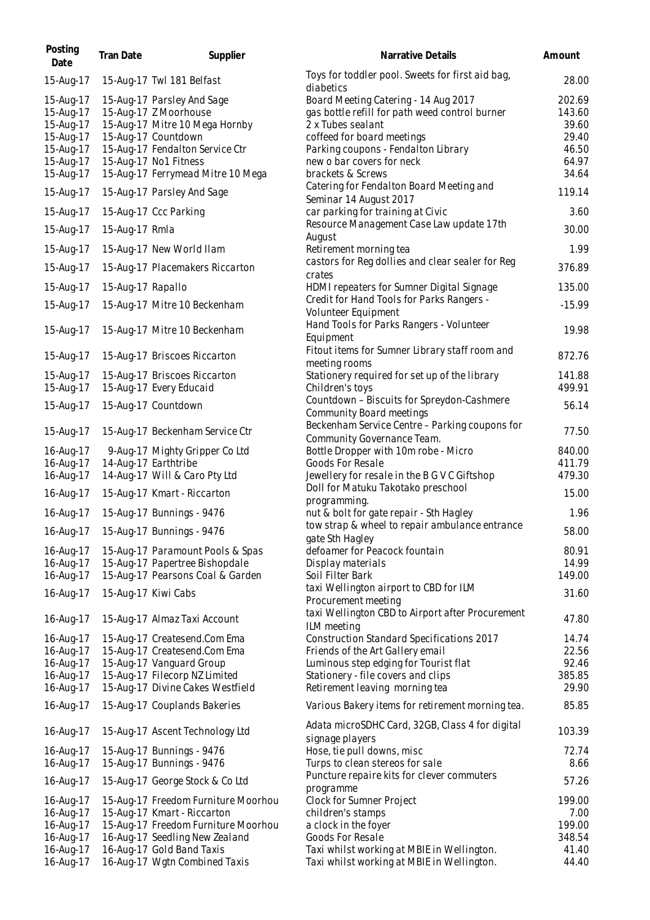| Posting Date | Tran Date | Supplier | Narrative Details | Amount |
|---|---|---|---|---|
| 15-Aug-17 | 15-Aug-17 | Twl 181 Belfast | Toys for toddler pool. Sweets for first aid bag, diabetics | 28.00 |
| 15-Aug-17 | 15-Aug-17 | Parsley And Sage | Board Meeting Catering - 14 Aug 2017 | 202.69 |
| 15-Aug-17 | 15-Aug-17 | Z Moorhouse | gas bottle refill for path weed control burner | 143.60 |
| 15-Aug-17 | 15-Aug-17 | Mitre 10 Mega Hornby | 2 x Tubes sealant | 39.60 |
| 15-Aug-17 | 15-Aug-17 | Countdown | coffeed for board meetings | 29.40 |
| 15-Aug-17 | 15-Aug-17 | Fendalton Service Ctr | Parking coupons - Fendalton Library | 46.50 |
| 15-Aug-17 | 15-Aug-17 | No1 Fitness | new o bar covers for neck | 64.97 |
| 15-Aug-17 | 15-Aug-17 | Ferrymead Mitre 10 Mega | brackets & Screws | 34.64 |
| 15-Aug-17 | 15-Aug-17 | Parsley And Sage | Catering for Fendalton Board Meeting and Seminar 14 August 2017 | 119.14 |
| 15-Aug-17 | 15-Aug-17 | Ccc Parking | car parking for training at Civic | 3.60 |
| 15-Aug-17 | 15-Aug-17 | Rmla | Resource Management Case Law update 17th August | 30.00 |
| 15-Aug-17 | 15-Aug-17 | New World Ilam | Retirement morning tea | 1.99 |
| 15-Aug-17 | 15-Aug-17 | Placemakers Riccarton | castors for Reg dollies and clear sealer for Reg crates | 376.89 |
| 15-Aug-17 | 15-Aug-17 | Rapallo | HDMI repeaters for Sumner Digital Signage | 135.00 |
| 15-Aug-17 | 15-Aug-17 | Mitre 10 Beckenham | Credit for Hand Tools for Parks Rangers - Volunteer Equipment | -15.99 |
| 15-Aug-17 | 15-Aug-17 | Mitre 10 Beckenham | Hand Tools for Parks Rangers - Volunteer Equipment | 19.98 |
| 15-Aug-17 | 15-Aug-17 | Briscoes Riccarton | Fitout items for Sumner Library staff room and meeting rooms | 872.76 |
| 15-Aug-17 | 15-Aug-17 | Briscoes Riccarton | Stationery required for set up of the library | 141.88 |
| 15-Aug-17 | 15-Aug-17 | Every Educaid | Children's toys | 499.91 |
| 15-Aug-17 | 15-Aug-17 | Countdown | Countdown – Biscuits for Spreydon-Cashmere Community Board meetings | 56.14 |
| 15-Aug-17 | 15-Aug-17 | Beckenham Service Ctr | Beckenham Service Centre – Parking coupons for Community Governance Team. | 77.50 |
| 16-Aug-17 | 9-Aug-17 | Mighty Gripper Co Ltd | Bottle Dropper with 10m robe - Micro | 840.00 |
| 16-Aug-17 | 14-Aug-17 | Earthtribe | Goods For Resale | 411.79 |
| 16-Aug-17 | 14-Aug-17 | Will & Caro Pty Ltd | Jewellery for resale in the B G V C Giftshop | 479.30 |
| 16-Aug-17 | 15-Aug-17 | Kmart - Riccarton | Doll for Matuku Takotako preschool programming. | 15.00 |
| 16-Aug-17 | 15-Aug-17 | Bunnings - 9476 | nut & bolt for gate repair - Sth Hagley | 1.96 |
| 16-Aug-17 | 15-Aug-17 | Bunnings - 9476 | tow strap & wheel to repair ambulance entrance gate Sth Hagley | 58.00 |
| 16-Aug-17 | 15-Aug-17 | Paramount Pools & Spas | defoamer for Peacock fountain | 80.91 |
| 16-Aug-17 | 15-Aug-17 | Papertree Bishopdale | Display materials | 14.99 |
| 16-Aug-17 | 15-Aug-17 | Pearsons Coal & Garden | Soil Filter Bark | 149.00 |
| 16-Aug-17 | 15-Aug-17 | Kiwi Cabs | taxi Wellington airport to CBD for ILM Procurement meeting | 31.60 |
| 16-Aug-17 | 15-Aug-17 | Almaz Taxi Account | taxi Wellington CBD to Airport after Procurement ILM meeting | 47.80 |
| 16-Aug-17 | 15-Aug-17 | Createsend.Com Ema | Construction Standard Specifications 2017 | 14.74 |
| 16-Aug-17 | 15-Aug-17 | Createsend.Com Ema | Friends of the Art Gallery email | 22.56 |
| 16-Aug-17 | 15-Aug-17 | Vanguard Group | Luminous step edging for Tourist flat | 92.46 |
| 16-Aug-17 | 15-Aug-17 | Filecorp NZ Limited | Stationery - file covers and clips | 385.85 |
| 16-Aug-17 | 15-Aug-17 | Divine Cakes Westfield | Retirement leaving morning tea | 29.90 |
| 16-Aug-17 | 15-Aug-17 | Couplands Bakeries | Various Bakery items for retirement morning tea. | 85.85 |
| 16-Aug-17 | 15-Aug-17 | Ascent Technology Ltd | Adata microSDHC Card, 32GB, Class 4 for digital signage players | 103.39 |
| 16-Aug-17 | 15-Aug-17 | Bunnings - 9476 | Hose, tie pull downs, misc | 72.74 |
| 16-Aug-17 | 15-Aug-17 | Bunnings - 9476 | Turps to clean stereos for sale | 8.66 |
| 16-Aug-17 | 15-Aug-17 | George Stock & Co Ltd | Puncture repaire kits for clever commuters programme | 57.26 |
| 16-Aug-17 | 15-Aug-17 | Freedom Furniture Moorhou | Clock for Sumner Project | 199.00 |
| 16-Aug-17 | 15-Aug-17 | Kmart - Riccarton | children's stamps | 7.00 |
| 16-Aug-17 | 15-Aug-17 | Freedom Furniture Moorhou | a clock in the foyer | 199.00 |
| 16-Aug-17 | 16-Aug-17 | Seedling New Zealand | Goods For Resale | 348.54 |
| 16-Aug-17 | 16-Aug-17 | Gold Band Taxis | Taxi whilst working at MBIE in Wellington. | 41.40 |
| 16-Aug-17 | 16-Aug-17 | Wgtn Combined Taxis | Taxi whilst working at MBIE in Wellington. | 44.40 |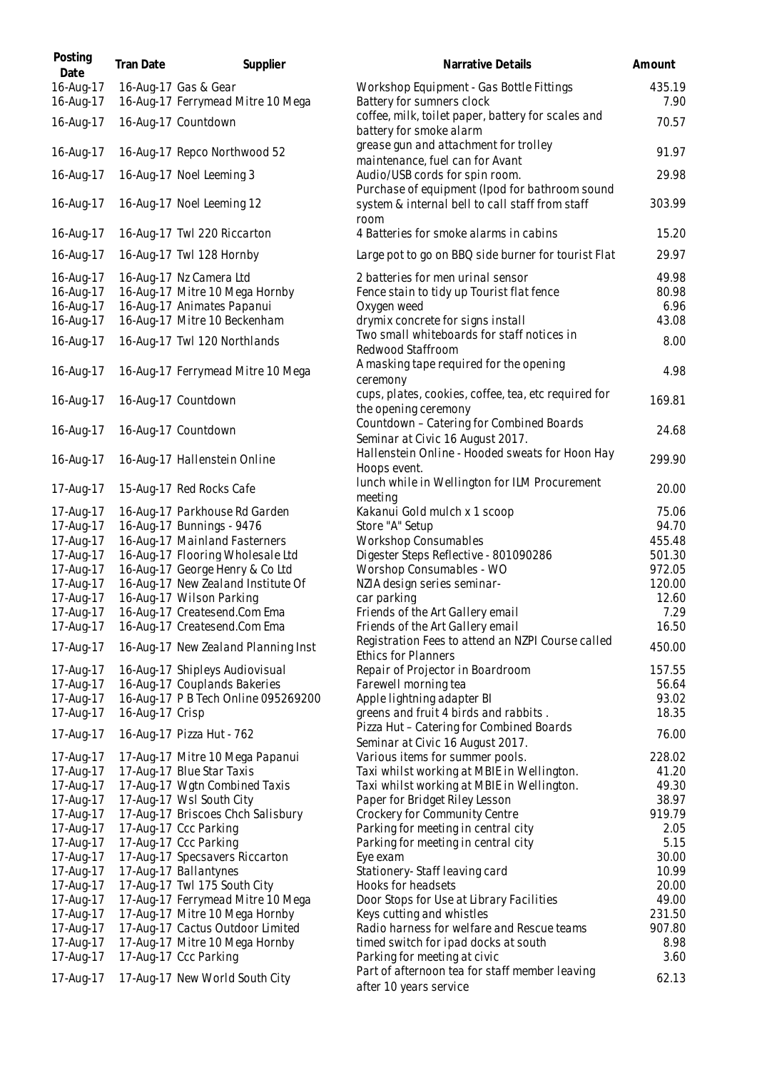| Posting Date | Tran Date | Supplier | Narrative Details | Amount |
|---|---|---|---|---|
| 16-Aug-17 | 16-Aug-17 | Gas & Gear | Workshop Equipment - Gas Bottle Fittings | 435.19 |
| 16-Aug-17 | 16-Aug-17 | Ferrymead Mitre 10 Mega | Battery for sumners clock | 7.90 |
| 16-Aug-17 | 16-Aug-17 | Countdown | coffee, milk, toilet paper, battery for scales and battery for smoke alarm | 70.57 |
| 16-Aug-17 | 16-Aug-17 | Repco Northwood 52 | grease gun and attachment for trolley maintenance, fuel can for Avant | 91.97 |
| 16-Aug-17 | 16-Aug-17 | Noel Leeming 3 | Audio/USB cords for spin room. | 29.98 |
| 16-Aug-17 | 16-Aug-17 | Noel Leeming 12 | Purchase of equipment (Ipod for bathroom sound system & internal bell to call staff from staff room | 303.99 |
| 16-Aug-17 | 16-Aug-17 | Twl 220 Riccarton | 4 Batteries for smoke alarms in cabins | 15.20 |
| 16-Aug-17 | 16-Aug-17 | Twl 128 Hornby | Large pot to go on BBQ side burner for tourist Flat | 29.97 |
| 16-Aug-17 | 16-Aug-17 | Nz Camera Ltd | 2 batteries for men urinal sensor | 49.98 |
| 16-Aug-17 | 16-Aug-17 | Mitre 10 Mega Hornby | Fence stain to tidy up Tourist flat fence | 80.98 |
| 16-Aug-17 | 16-Aug-17 | Animates Papanui | Oxygen weed | 6.96 |
| 16-Aug-17 | 16-Aug-17 | Mitre 10 Beckenham | drymix concrete for signs install | 43.08 |
| 16-Aug-17 | 16-Aug-17 | Twl 120 Northlands | Two small whiteboards for staff notices in Redwood Staffroom | 8.00 |
| 16-Aug-17 | 16-Aug-17 | Ferrymead Mitre 10 Mega | A masking tape required for the opening ceremony | 4.98 |
| 16-Aug-17 | 16-Aug-17 | Countdown | cups, plates, cookies, coffee, tea, etc required for the opening ceremony | 169.81 |
| 16-Aug-17 | 16-Aug-17 | Countdown | Countdown – Catering for Combined Boards Seminar at Civic 16 August 2017. | 24.68 |
| 16-Aug-17 | 16-Aug-17 | Hallenstein Online | Hallenstein Online - Hooded sweats for Hoon Hay Hoops event. | 299.90 |
| 17-Aug-17 | 15-Aug-17 | Red Rocks Cafe | lunch while in Wellington for ILM Procurement meeting | 20.00 |
| 17-Aug-17 | 16-Aug-17 | Parkhouse Rd Garden | Kakanui Gold mulch x 1 scoop | 75.06 |
| 17-Aug-17 | 16-Aug-17 | Bunnings - 9476 | Store "A" Setup | 94.70 |
| 17-Aug-17 | 16-Aug-17 | Mainland Fasterners | Workshop Consumables | 455.48 |
| 17-Aug-17 | 16-Aug-17 | Flooring Wholesale Ltd | Digester Steps Reflective - 801090286 | 501.30 |
| 17-Aug-17 | 16-Aug-17 | George Henry & Co Ltd | Worshop Consumables - WO | 972.05 |
| 17-Aug-17 | 16-Aug-17 | New Zealand Institute Of | NZIA design series seminar- | 120.00 |
| 17-Aug-17 | 16-Aug-17 | Wilson Parking | car parking | 12.60 |
| 17-Aug-17 | 16-Aug-17 | Createsend.Com Ema | Friends of the Art Gallery email | 7.29 |
| 17-Aug-17 | 16-Aug-17 | Createsend.Com Ema | Friends of the Art Gallery email | 16.50 |
| 17-Aug-17 | 16-Aug-17 | New Zealand Planning Inst | Registration Fees to attend an NZPI Course called Ethics for Planners | 450.00 |
| 17-Aug-17 | 16-Aug-17 | Shipleys Audiovisual | Repair of Projector in Boardroom | 157.55 |
| 17-Aug-17 | 16-Aug-17 | Couplands Bakeries | Farewell morning tea | 56.64 |
| 17-Aug-17 | 16-Aug-17 | P B Tech Online 095269200 | Apple lightning adapter BI | 93.02 |
| 17-Aug-17 | 16-Aug-17 | Crisp | greens and fruit 4 birds and rabbits . | 18.35 |
| 17-Aug-17 | 16-Aug-17 | Pizza Hut - 762 | Pizza Hut – Catering for Combined Boards Seminar at Civic 16 August 2017. | 76.00 |
| 17-Aug-17 | 17-Aug-17 | Mitre 10 Mega Papanui | Various items for summer pools. | 228.02 |
| 17-Aug-17 | 17-Aug-17 | Blue Star Taxis | Taxi whilst working at MBIE in Wellington. | 41.20 |
| 17-Aug-17 | 17-Aug-17 | Wgtn Combined Taxis | Taxi whilst working at MBIE in Wellington. | 49.30 |
| 17-Aug-17 | 17-Aug-17 | Wsl South City | Paper for Bridget Riley Lesson | 38.97 |
| 17-Aug-17 | 17-Aug-17 | Briscoes Chch Salisbury | Crockery for Community Centre | 919.79 |
| 17-Aug-17 | 17-Aug-17 | Ccc Parking | Parking for meeting in central city | 2.05 |
| 17-Aug-17 | 17-Aug-17 | Ccc Parking | Parking for meeting in central city | 5.15 |
| 17-Aug-17 | 17-Aug-17 | Specsavers Riccarton | Eye exam | 30.00 |
| 17-Aug-17 | 17-Aug-17 | Ballantynes | Stationery- Staff leaving card | 10.99 |
| 17-Aug-17 | 17-Aug-17 | Twl 175 South City | Hooks for headsets | 20.00 |
| 17-Aug-17 | 17-Aug-17 | Ferrymead Mitre 10 Mega | Door Stops for Use at Library Facilities | 49.00 |
| 17-Aug-17 | 17-Aug-17 | Mitre 10 Mega Hornby | Keys cutting and whistles | 231.50 |
| 17-Aug-17 | 17-Aug-17 | Cactus Outdoor Limited | Radio harness for welfare and Rescue teams | 907.80 |
| 17-Aug-17 | 17-Aug-17 | Mitre 10 Mega Hornby | timed switch for ipad docks at south | 8.98 |
| 17-Aug-17 | 17-Aug-17 | Ccc Parking | Parking for meeting at civic | 3.60 |
| 17-Aug-17 | 17-Aug-17 | New World South City | Part of afternoon tea for staff member leaving after 10 years service | 62.13 |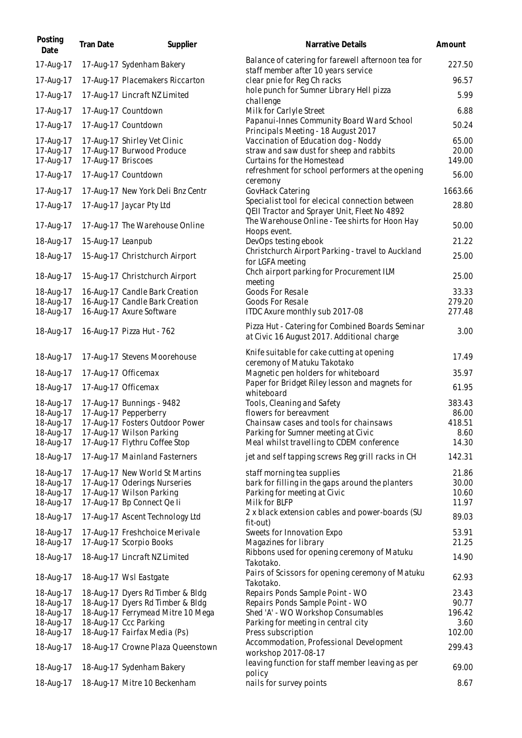| Posting Date | Tran Date | Supplier | Narrative Details | Amount |
|---|---|---|---|---|
| 17-Aug-17 | 17-Aug-17 | Sydenham Bakery | Balance of catering for farewell afternoon tea for staff member after 10 years service | 227.50 |
| 17-Aug-17 | 17-Aug-17 | Placemakers Riccarton | clear pnie for Reg Ch racks | 96.57 |
| 17-Aug-17 | 17-Aug-17 | Lincraft NZ Limited | hole punch for Sumner Library Hell pizza challenge | 5.99 |
| 17-Aug-17 | 17-Aug-17 | Countdown | Milk for Carlyle Street | 6.88 |
| 17-Aug-17 | 17-Aug-17 | Countdown | Papanui-Innes Community Board Ward School Principals Meeting - 18 August 2017 | 50.24 |
| 17-Aug-17 | 17-Aug-17 | Shirley Vet Clinic | Vaccination of Education dog - Noddy | 65.00 |
| 17-Aug-17 | 17-Aug-17 | Burwood Produce | straw and saw dust for sheep and rabbits | 20.00 |
| 17-Aug-17 | 17-Aug-17 | Briscoes | Curtains for the Homestead | 149.00 |
| 17-Aug-17 | 17-Aug-17 | Countdown | refreshment for school performers at the opening ceremony | 56.00 |
| 17-Aug-17 | 17-Aug-17 | New York Deli Bnz Centr | GovHack Catering | 1663.66 |
| 17-Aug-17 | 17-Aug-17 | Jaycar Pty Ltd | Specialist tool for elecical connection between QEII Tractor and Sprayer Unit, Fleet No 4892 | 28.80 |
| 17-Aug-17 | 17-Aug-17 | The Warehouse Online | The Warehouse Online - Tee shirts for Hoon Hay Hoops event. | 50.00 |
| 18-Aug-17 | 15-Aug-17 | Leanpub | DevOps testing ebook | 21.22 |
| 18-Aug-17 | 15-Aug-17 | Christchurch Airport | Christchurch Airport Parking - travel to Auckland for LGFA meeting | 25.00 |
| 18-Aug-17 | 15-Aug-17 | Christchurch Airport | Chch airport parking for Procurement ILM meeting | 25.00 |
| 18-Aug-17 | 16-Aug-17 | Candle Bark Creation | Goods For Resale | 33.33 |
| 18-Aug-17 | 16-Aug-17 | Candle Bark Creation | Goods For Resale | 279.20 |
| 18-Aug-17 | 16-Aug-17 | Axure Software | ITDC Axure monthly sub 2017-08 | 277.48 |
| 18-Aug-17 | 16-Aug-17 | Pizza Hut - 762 | Pizza Hut - Catering for Combined Boards Seminar at Civic 16 August 2017. Additional charge | 3.00 |
| 18-Aug-17 | 17-Aug-17 | Stevens Moorehouse | Knife suitable for cake cutting at opening ceremony of Matuku Takotako | 17.49 |
| 18-Aug-17 | 17-Aug-17 | Officemax | Magnetic pen holders for whiteboard | 35.97 |
| 18-Aug-17 | 17-Aug-17 | Officemax | Paper for Bridget Riley lesson and magnets for whiteboard | 61.95 |
| 18-Aug-17 | 17-Aug-17 | Bunnings - 9482 | Tools, Cleaning and Safety | 383.43 |
| 18-Aug-17 | 17-Aug-17 | Pepperberry | flowers for bereavment | 86.00 |
| 18-Aug-17 | 17-Aug-17 | Fosters Outdoor Power | Chainsaw cases and tools for chainsaws | 418.51 |
| 18-Aug-17 | 17-Aug-17 | Wilson Parking | Parking for Sumner meeting at Civic | 8.60 |
| 18-Aug-17 | 17-Aug-17 | Flythru Coffee Stop | Meal whilst travelling to CDEM conference | 14.30 |
| 18-Aug-17 | 17-Aug-17 | Mainland Fasterners | jet and self tapping screws Reg grill racks in CH | 142.31 |
| 18-Aug-17 | 17-Aug-17 | New World St Martins | staff morning tea supplies | 21.86 |
| 18-Aug-17 | 17-Aug-17 | Oderings Nurseries | bark for filling in the gaps around the planters | 30.00 |
| 18-Aug-17 | 17-Aug-17 | Wilson Parking | Parking for meeting at Civic | 10.60 |
| 18-Aug-17 | 17-Aug-17 | Bp Connect Qe Ii | Milk for BLFP | 11.97 |
| 18-Aug-17 | 17-Aug-17 | Ascent Technology Ltd | 2 x black extension cables and power-boards (SU fit-out) | 89.03 |
| 18-Aug-17 | 17-Aug-17 | Freshchoice Merivale | Sweets for Innovation Expo | 53.91 |
| 18-Aug-17 | 17-Aug-17 | Scorpio Books | Magazines for library | 21.25 |
| 18-Aug-17 | 18-Aug-17 | Lincraft NZ Limited | Ribbons used for opening ceremony of Matuku Takotako. | 14.90 |
| 18-Aug-17 | 18-Aug-17 | Wsl Eastgate | Pairs of Scissors for opening ceremony of Matuku Takotako. | 62.93 |
| 18-Aug-17 | 18-Aug-17 | Dyers Rd Timber & Bldg | Repairs Ponds Sample Point - WO | 23.43 |
| 18-Aug-17 | 18-Aug-17 | Dyers Rd Timber & Bldg | Repairs Ponds Sample Point - WO | 90.77 |
| 18-Aug-17 | 18-Aug-17 | Ferrymead Mitre 10 Mega | Shed 'A' - WO Workshop Consumables | 196.42 |
| 18-Aug-17 | 18-Aug-17 | Ccc Parking | Parking for meeting in central city | 3.60 |
| 18-Aug-17 | 18-Aug-17 | Fairfax Media (Ps) | Press subscription | 102.00 |
| 18-Aug-17 | 18-Aug-17 | Crowne Plaza Queenstown | Accommodation, Professional Development workshop 2017-08-17 | 299.43 |
| 18-Aug-17 | 18-Aug-17 | Sydenham Bakery | leaving function for staff member leaving as per policy | 69.00 |
| 18-Aug-17 | 18-Aug-17 | Mitre 10 Beckenham | nails for survey points | 8.67 |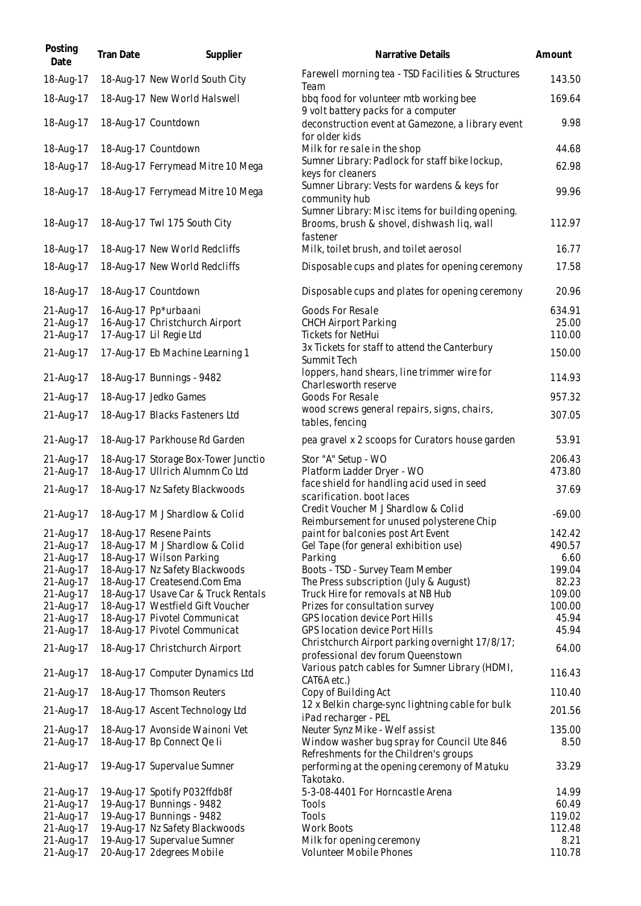| Posting Date | Tran Date | Supplier | Narrative Details | Amount |
|---|---|---|---|---|
| 18-Aug-17 | 18-Aug-17 | New World South City | Farewell morning tea - TSD Facilities & Structures Team | 143.50 |
| 18-Aug-17 | 18-Aug-17 | New World Halswell | bbq food for volunteer mtb working bee | 169.64 |
| 18-Aug-17 | 18-Aug-17 | Countdown | 9 volt battery packs for a computer deconstruction event at Gamezone, a library event for older kids | 9.98 |
| 18-Aug-17 | 18-Aug-17 | Countdown | Milk for re sale in the shop | 44.68 |
| 18-Aug-17 | 18-Aug-17 | Ferrymead Mitre 10 Mega | Sumner Library: Padlock for staff bike lockup, keys for cleaners | 62.98 |
| 18-Aug-17 | 18-Aug-17 | Ferrymead Mitre 10 Mega | Sumner Library: Vests for wardens & keys for community hub | 99.96 |
| 18-Aug-17 | 18-Aug-17 | Twl 175 South City | Sumner Library: Misc items for building opening. Brooms, brush & shovel, dishwash liq, wall fastener | 112.97 |
| 18-Aug-17 | 18-Aug-17 | New World Redcliffs | Milk, toilet brush, and toilet aerosol | 16.77 |
| 18-Aug-17 | 18-Aug-17 | New World Redcliffs | Disposable cups and plates for opening ceremony | 17.58 |
| 18-Aug-17 | 18-Aug-17 | Countdown | Disposable cups and plates for opening ceremony | 20.96 |
| 21-Aug-17 | 16-Aug-17 | Pp*urbaani | Goods For Resale | 634.91 |
| 21-Aug-17 | 16-Aug-17 | Christchurch Airport | CHCH Airport Parking | 25.00 |
| 21-Aug-17 | 17-Aug-17 | Lil Regie Ltd | Tickets for NetHui | 110.00 |
| 21-Aug-17 | 17-Aug-17 | Eb Machine Learning 1 | 3x Tickets for staff to attend the Canterbury Summit Tech | 150.00 |
| 21-Aug-17 | 18-Aug-17 | Bunnings - 9482 | loppers, hand shears, line trimmer wire for Charlesworth reserve | 114.93 |
| 21-Aug-17 | 18-Aug-17 | Jedko Games | Goods For Resale | 957.32 |
| 21-Aug-17 | 18-Aug-17 | Blacks Fasteners Ltd | wood screws general repairs, signs, chairs, tables, fencing | 307.05 |
| 21-Aug-17 | 18-Aug-17 | Parkhouse Rd Garden | pea gravel x 2 scoops for Curators house garden | 53.91 |
| 21-Aug-17 | 18-Aug-17 | Storage Box-Tower Junctio | Stor "A" Setup - WO | 206.43 |
| 21-Aug-17 | 18-Aug-17 | Ullrich Alumnm Co Ltd | Platform Ladder Dryer - WO | 473.80 |
| 21-Aug-17 | 18-Aug-17 | Nz Safety Blackwoods | face shield for handling acid used in seed scarification. boot laces | 37.69 |
| 21-Aug-17 | 18-Aug-17 | M J Shardlow & Colid | Credit Voucher M J Shardlow & Colid Reimbursement for unused polysterene Chip | -69.00 |
| 21-Aug-17 | 18-Aug-17 | Resene Paints | paint for balconies post Art Event | 142.42 |
| 21-Aug-17 | 18-Aug-17 | M J Shardlow & Colid | Gel Tape (for general exhibition use) | 490.57 |
| 21-Aug-17 | 18-Aug-17 | Wilson Parking | Parking | 6.60 |
| 21-Aug-17 | 18-Aug-17 | Nz Safety Blackwoods | Boots - TSD - Survey Team Member | 199.04 |
| 21-Aug-17 | 18-Aug-17 | Createsend.Com Ema | The Press subscription (July & August) | 82.23 |
| 21-Aug-17 | 18-Aug-17 | Usave Car & Truck Rentals | Truck Hire for removals at NB Hub | 109.00 |
| 21-Aug-17 | 18-Aug-17 | Westfield Gift Voucher | Prizes for consultation survey | 100.00 |
| 21-Aug-17 | 18-Aug-17 | Pivotel Communicat | GPS location device Port Hills | 45.94 |
| 21-Aug-17 | 18-Aug-17 | Pivotel Communicat | GPS location device Port Hills | 45.94 |
| 21-Aug-17 | 18-Aug-17 | Christchurch Airport | Christchurch Airport parking overnight 17/8/17; professional dev forum Queenstown | 64.00 |
| 21-Aug-17 | 18-Aug-17 | Computer Dynamics Ltd | Various patch cables for Sumner Library (HDMI, CAT6A etc.) | 116.43 |
| 21-Aug-17 | 18-Aug-17 | Thomson Reuters | Copy of Building Act | 110.40 |
| 21-Aug-17 | 18-Aug-17 | Ascent Technology Ltd | 12 x Belkin charge-sync lightning cable for bulk iPad recharger - PEL | 201.56 |
| 21-Aug-17 | 18-Aug-17 | Avonside Wainoni Vet | Neuter Synz Mike - Welf assist | 135.00 |
| 21-Aug-17 | 18-Aug-17 | Bp Connect Qe Ii | Window washer bug spray for Council Ute 846 | 8.50 |
| 21-Aug-17 | 19-Aug-17 | Supervalue Sumner | Refreshments for the Children's groups performing at the opening ceremony of Matuku Takotako. | 33.29 |
| 21-Aug-17 | 19-Aug-17 | Spotify P032ffdb8f | 5-3-08-4401 For Horncastle Arena | 14.99 |
| 21-Aug-17 | 19-Aug-17 | Bunnings - 9482 | Tools | 60.49 |
| 21-Aug-17 | 19-Aug-17 | Bunnings - 9482 | Tools | 119.02 |
| 21-Aug-17 | 19-Aug-17 | Nz Safety Blackwoods | Work Boots | 112.48 |
| 21-Aug-17 | 19-Aug-17 | Supervalue Sumner | Milk for opening ceremony | 8.21 |
| 21-Aug-17 | 20-Aug-17 | 2degrees Mobile | Volunteer Mobile Phones | 110.78 |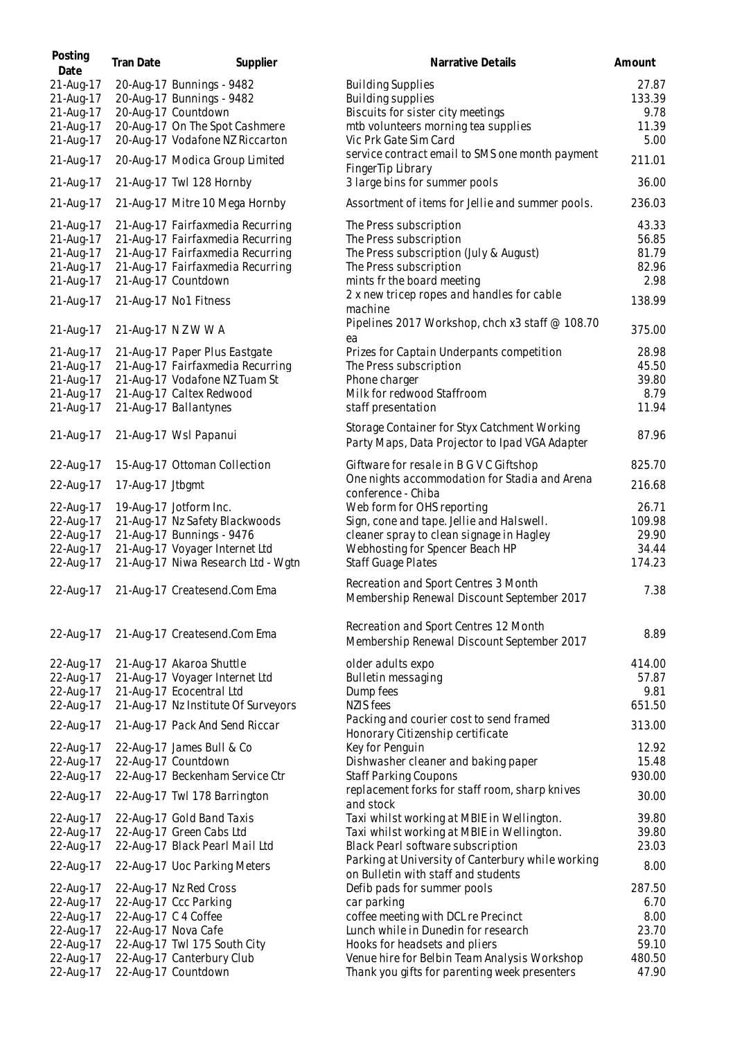| Posting Date | Tran Date | Supplier | Narrative Details | Amount |
| --- | --- | --- | --- | --- |
| 21-Aug-17 | 20-Aug-17 | Bunnings - 9482 | Building Supplies | 27.87 |
| 21-Aug-17 | 20-Aug-17 | Bunnings - 9482 | Building supplies | 133.39 |
| 21-Aug-17 | 20-Aug-17 | Countdown | Biscuits for sister city meetings | 9.78 |
| 21-Aug-17 | 20-Aug-17 | On The Spot Cashmere | mtb volunteers morning tea supplies | 11.39 |
| 21-Aug-17 | 20-Aug-17 | Vodafone NZ Riccarton | Vic Prk Gate Sim Card | 5.00 |
| 21-Aug-17 | 20-Aug-17 | Modica Group Limited | service contract email to SMS one month payment FingerTip Library | 211.01 |
| 21-Aug-17 | 21-Aug-17 | Twl 128 Hornby | 3 large bins for summer pools | 36.00 |
| 21-Aug-17 | 21-Aug-17 | Mitre 10 Mega Hornby | Assortment of items for Jellie and summer pools. | 236.03 |
| 21-Aug-17 | 21-Aug-17 | Fairfaxmedia Recurring | The Press subscription | 43.33 |
| 21-Aug-17 | 21-Aug-17 | Fairfaxmedia Recurring | The Press subscription | 56.85 |
| 21-Aug-17 | 21-Aug-17 | Fairfaxmedia Recurring | The Press subscription (July & August) | 81.79 |
| 21-Aug-17 | 21-Aug-17 | Fairfaxmedia Recurring | The Press subscription | 82.96 |
| 21-Aug-17 | 21-Aug-17 | Countdown | mints fr the board meeting | 2.98 |
| 21-Aug-17 | 21-Aug-17 | No1 Fitness | 2 x new tricep ropes and handles for cable machine | 138.99 |
| 21-Aug-17 | 21-Aug-17 | N Z W W A | Pipelines 2017 Workshop, chch x3 staff @ 108.70 ea | 375.00 |
| 21-Aug-17 | 21-Aug-17 | Paper Plus Eastgate | Prizes for Captain Underpants competition | 28.98 |
| 21-Aug-17 | 21-Aug-17 | Fairfaxmedia Recurring | The Press subscription | 45.50 |
| 21-Aug-17 | 21-Aug-17 | Vodafone NZ Tuam St | Phone charger | 39.80 |
| 21-Aug-17 | 21-Aug-17 | Caltex Redwood | Milk for redwood Staffroom | 8.79 |
| 21-Aug-17 | 21-Aug-17 | Ballantynes | staff presentation | 11.94 |
| 21-Aug-17 | 21-Aug-17 | Wsl Papanui | Storage Container for Styx Catchment Working Party Maps, Data Projector to Ipad VGA Adapter | 87.96 |
| 22-Aug-17 | 15-Aug-17 | Ottoman Collection | Giftware for resale in B G V C Giftshop | 825.70 |
| 22-Aug-17 | 17-Aug-17 | Jtbgmt | One nights accommodation for Stadia and Arena conference - Chiba | 216.68 |
| 22-Aug-17 | 19-Aug-17 | Jotform Inc. | Web form for OHS reporting | 26.71 |
| 22-Aug-17 | 21-Aug-17 | Nz Safety Blackwoods | Sign, cone and tape. Jellie and Halswell. | 109.98 |
| 22-Aug-17 | 21-Aug-17 | Bunnings - 9476 | cleaner spray to clean signage in Hagley | 29.90 |
| 22-Aug-17 | 21-Aug-17 | Voyager Internet Ltd | Webhosting for Spencer Beach HP | 34.44 |
| 22-Aug-17 | 21-Aug-17 | Niwa Research Ltd - Wgtn | Staff Guage Plates | 174.23 |
| 22-Aug-17 | 21-Aug-17 | Createsend.Com Ema | Recreation and Sport Centres 3 Month Membership Renewal Discount September 2017 | 7.38 |
| 22-Aug-17 | 21-Aug-17 | Createsend.Com Ema | Recreation and Sport Centres 12 Month Membership Renewal Discount September 2017 | 8.89 |
| 22-Aug-17 | 21-Aug-17 | Akaroa Shuttle | older adults expo | 414.00 |
| 22-Aug-17 | 21-Aug-17 | Voyager Internet Ltd | Bulletin messaging | 57.87 |
| 22-Aug-17 | 21-Aug-17 | Ecocentral Ltd | Dump fees | 9.81 |
| 22-Aug-17 | 21-Aug-17 | Nz Institute Of Surveyors | NZIS fees | 651.50 |
| 22-Aug-17 | 21-Aug-17 | Pack And Send Riccar | Packing and courier cost to send framed Honorary Citizenship certificate | 313.00 |
| 22-Aug-17 | 22-Aug-17 | James Bull & Co | Key for Penguin | 12.92 |
| 22-Aug-17 | 22-Aug-17 | Countdown | Dishwasher cleaner and baking paper | 15.48 |
| 22-Aug-17 | 22-Aug-17 | Beckenham Service Ctr | Staff Parking Coupons | 930.00 |
| 22-Aug-17 | 22-Aug-17 | Twl 178 Barrington | replacement forks for staff room, sharp knives and stock | 30.00 |
| 22-Aug-17 | 22-Aug-17 | Gold Band Taxis | Taxi whilst working at MBIE in Wellington. | 39.80 |
| 22-Aug-17 | 22-Aug-17 | Green Cabs Ltd | Taxi whilst working at MBIE in Wellington. | 39.80 |
| 22-Aug-17 | 22-Aug-17 | Black Pearl Mail Ltd | Black Pearl software subscription | 23.03 |
| 22-Aug-17 | 22-Aug-17 | Uoc Parking Meters | Parking at University of Canterbury while working on Bulletin with staff and students | 8.00 |
| 22-Aug-17 | 22-Aug-17 | Nz Red Cross | Defib pads for summer pools | 287.50 |
| 22-Aug-17 | 22-Aug-17 | Ccc Parking | car parking | 6.70 |
| 22-Aug-17 | 22-Aug-17 | C 4 Coffee | coffee meeting with DCL re Precinct | 8.00 |
| 22-Aug-17 | 22-Aug-17 | Nova Cafe | Lunch while in Dunedin for research | 23.70 |
| 22-Aug-17 | 22-Aug-17 | Twl 175 South City | Hooks for headsets and pliers | 59.10 |
| 22-Aug-17 | 22-Aug-17 | Canterbury Club | Venue hire for Belbin Team Analysis Workshop | 480.50 |
| 22-Aug-17 | 22-Aug-17 | Countdown | Thank you gifts for parenting week presenters | 47.90 |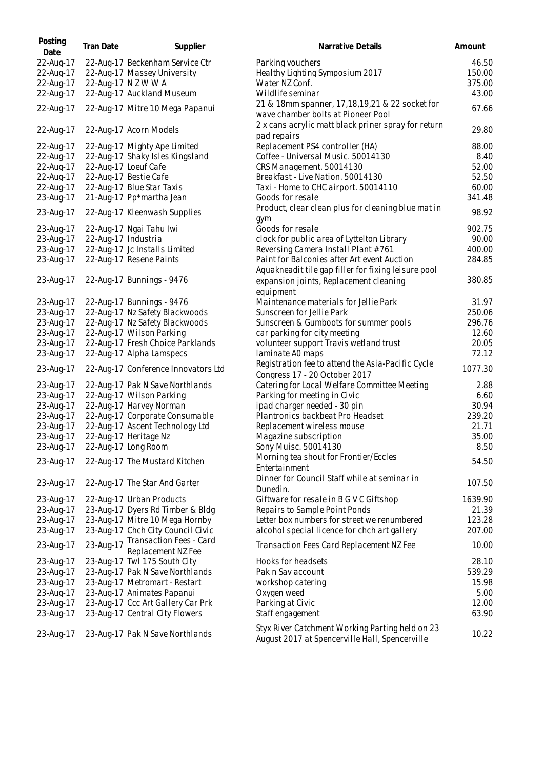| Posting Date | Tran Date | Supplier | Narrative Details | Amount |
|---|---|---|---|---|
| 22-Aug-17 | 22-Aug-17 | Beckenham Service Ctr | Parking vouchers | 46.50 |
| 22-Aug-17 | 22-Aug-17 | Massey University | Healthy Lighting Symposium 2017 | 150.00 |
| 22-Aug-17 | 22-Aug-17 | N Z W W A | Water NZ Conf. | 375.00 |
| 22-Aug-17 | 22-Aug-17 | Auckland Museum | Wildlife seminar | 43.00 |
| 22-Aug-17 | 22-Aug-17 | Mitre 10 Mega Papanui | 21 & 18mm spanner, 17,18,19,21 & 22 socket for wave chamber bolts at Pioneer Pool | 67.66 |
| 22-Aug-17 | 22-Aug-17 | Acorn Models | 2 x cans acrylic matt black priner spray for return pad repairs | 29.80 |
| 22-Aug-17 | 22-Aug-17 | Mighty Ape Limited | Replacement PS4 controller (HA) | 88.00 |
| 22-Aug-17 | 22-Aug-17 | Shaky Isles Kingsland | Coffee - Universal Music. 50014130 | 8.40 |
| 22-Aug-17 | 22-Aug-17 | Loeuf Cafe | CRS Management. 50014130 | 52.00 |
| 22-Aug-17 | 22-Aug-17 | Bestie Cafe | Breakfast - Live Nation. 50014130 | 52.50 |
| 22-Aug-17 | 22-Aug-17 | Blue Star Taxis | Taxi - Home to CHC airport. 50014110 | 60.00 |
| 23-Aug-17 | 21-Aug-17 | Pp*martha Jean | Goods for resale | 341.48 |
| 23-Aug-17 | 22-Aug-17 | Kleenwash Supplies | Product, clear clean plus for cleaning blue mat in gym | 98.92 |
| 23-Aug-17 | 22-Aug-17 | Ngai Tahu Iwi | Goods for resale | 902.75 |
| 23-Aug-17 | 22-Aug-17 | Industria | clock for public area of Lyttelton Library | 90.00 |
| 23-Aug-17 | 22-Aug-17 | Jc Installs Limited | Reversing Camera Install Plant #761 | 400.00 |
| 23-Aug-17 | 22-Aug-17 | Resene Paints | Paint for Balconies after Art event Auction | 284.85 |
| 23-Aug-17 | 22-Aug-17 | Bunnings - 9476 | Aquakneadit tile gap filler for fixing leisure pool expansion joints, Replacement cleaning equipment | 380.85 |
| 23-Aug-17 | 22-Aug-17 | Bunnings - 9476 | Maintenance materials for Jellie Park | 31.97 |
| 23-Aug-17 | 22-Aug-17 | Nz Safety Blackwoods | Sunscreen for Jellie Park | 250.06 |
| 23-Aug-17 | 22-Aug-17 | Nz Safety Blackwoods | Sunscreen & Gumboots for summer pools | 296.76 |
| 23-Aug-17 | 22-Aug-17 | Wilson Parking | car parking for city meeting | 12.60 |
| 23-Aug-17 | 22-Aug-17 | Fresh Choice Parklands | volunteer support Travis wetland trust | 20.05 |
| 23-Aug-17 | 22-Aug-17 | Alpha Lamspecs | laminate A0 maps | 72.12 |
| 23-Aug-17 | 22-Aug-17 | Conference Innovators Ltd | Registration fee to attend the Asia-Pacific Cycle Congress 17 - 20 October 2017 | 1077.30 |
| 23-Aug-17 | 22-Aug-17 | Pak N Save Northlands | Catering for Local Welfare Committee Meeting | 2.88 |
| 23-Aug-17 | 22-Aug-17 | Wilson Parking | Parking for meeting in Civic | 6.60 |
| 23-Aug-17 | 22-Aug-17 | Harvey Norman | ipad charger needed - 30 pin | 30.94 |
| 23-Aug-17 | 22-Aug-17 | Corporate Consumable | Plantronics backbeat Pro Headset | 239.20 |
| 23-Aug-17 | 22-Aug-17 | Ascent Technology Ltd | Replacement wireless mouse | 21.71 |
| 23-Aug-17 | 22-Aug-17 | Heritage Nz | Magazine subscription | 35.00 |
| 23-Aug-17 | 22-Aug-17 | Long Room | Sony Muisc. 50014130 | 8.50 |
| 23-Aug-17 | 22-Aug-17 | The Mustard Kitchen | Morning tea shout for Frontier/Eccles Entertainment | 54.50 |
| 23-Aug-17 | 22-Aug-17 | The Star And Garter | Dinner for Council Staff while at seminar in Dunedin. | 107.50 |
| 23-Aug-17 | 22-Aug-17 | Urban Products | Giftware for resale in B G V C Giftshop | 1639.90 |
| 23-Aug-17 | 23-Aug-17 | Dyers Rd Timber & Bldg | Repairs to Sample Point Ponds | 21.39 |
| 23-Aug-17 | 23-Aug-17 | Mitre 10 Mega Hornby | Letter box numbers for street we renumbered | 123.28 |
| 23-Aug-17 | 23-Aug-17 | Chch City Council Civic | alcohol special licence for chch art gallery | 207.00 |
| 23-Aug-17 | 23-Aug-17 | Transaction Fees - Card Replacement NZ Fee | Transaction Fees Card Replacement NZ Fee | 10.00 |
| 23-Aug-17 | 23-Aug-17 | Twl 175 South City | Hooks for headsets | 28.10 |
| 23-Aug-17 | 23-Aug-17 | Pak N Save Northlands | Pak n Sav account | 539.29 |
| 23-Aug-17 | 23-Aug-17 | Metromart - Restart | workshop catering | 15.98 |
| 23-Aug-17 | 23-Aug-17 | Animates Papanui | Oxygen weed | 5.00 |
| 23-Aug-17 | 23-Aug-17 | Ccc Art Gallery Car Prk | Parking at Civic | 12.00 |
| 23-Aug-17 | 23-Aug-17 | Central City Flowers | Staff engagement | 63.90 |
| 23-Aug-17 | 23-Aug-17 | Pak N Save Northlands | Styx River Catchment Working Parting held on 23 August 2017 at Spencerville Hall, Spencerville | 10.22 |